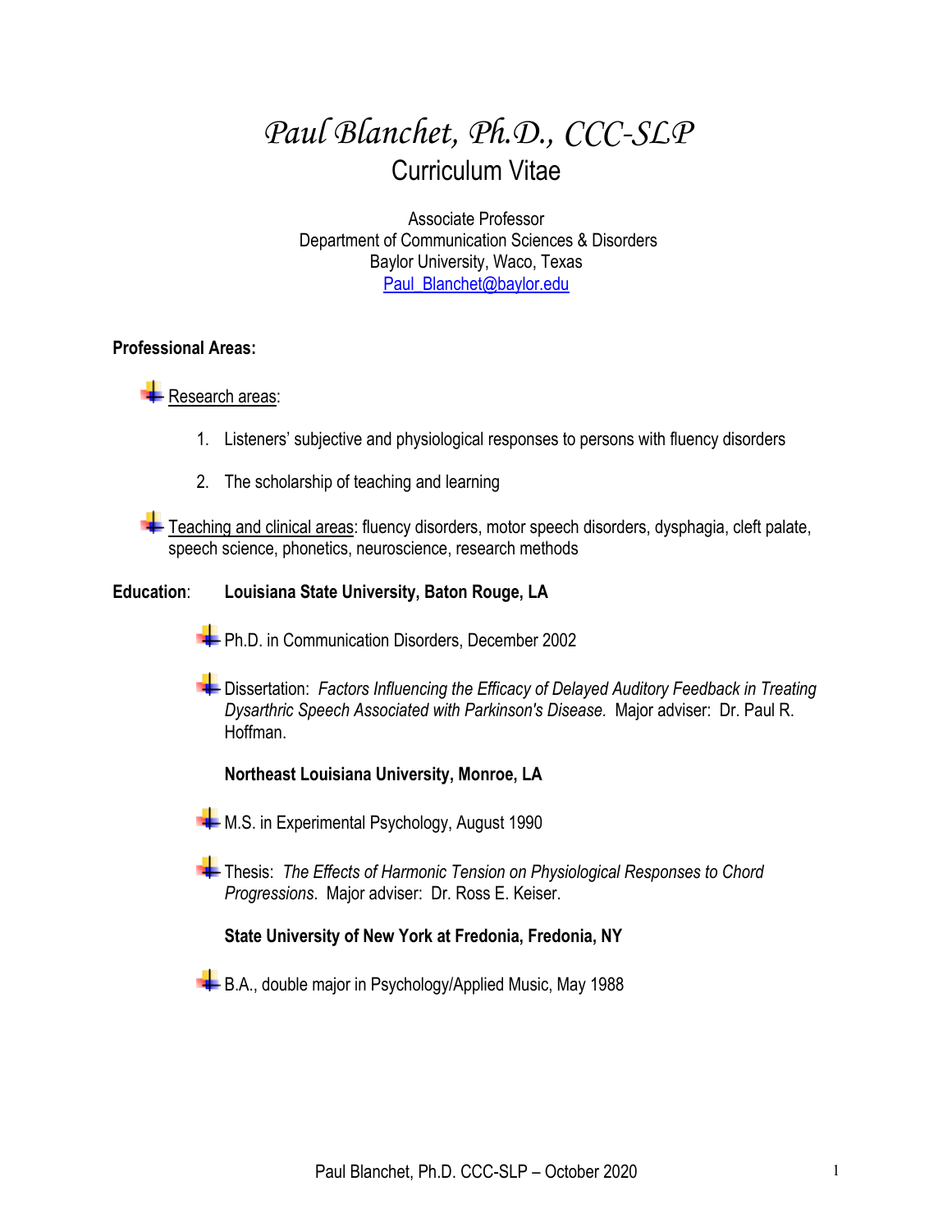# *Paul Blanchet, Ph.D., CCC-SLP*

## Curriculum Vitae

Associate Professor
Department of Communication Sciences & Disorders
Baylor University, Waco, Texas
Paul_Blanchet@baylor.edu

**Professional Areas:**

- Research areas:

  1. Listeners' subjective and physiological responses to persons with fluency disorders
  2. The scholarship of teaching and learning

- Teaching and clinical areas: fluency disorders, motor speech disorders, dysphagia, cleft palate, speech science, phonetics, neuroscience, research methods

**Education**: **Louisiana State University, Baton Rouge, LA**

- Ph.D. in Communication Disorders, December 2002
- Dissertation: *Factors Influencing the Efficacy of Delayed Auditory Feedback in Treating Dysarthric Speech Associated with Parkinson's Disease.* Major adviser: Dr. Paul R. Hoffman.

**Northeast Louisiana University, Monroe, LA**

- M.S. in Experimental Psychology, August 1990
- Thesis: *The Effects of Harmonic Tension on Physiological Responses to Chord Progressions*. Major adviser: Dr. Ross E. Keiser.

**State University of New York at Fredonia, Fredonia, NY**

- B.A., double major in Psychology/Applied Music, May 1988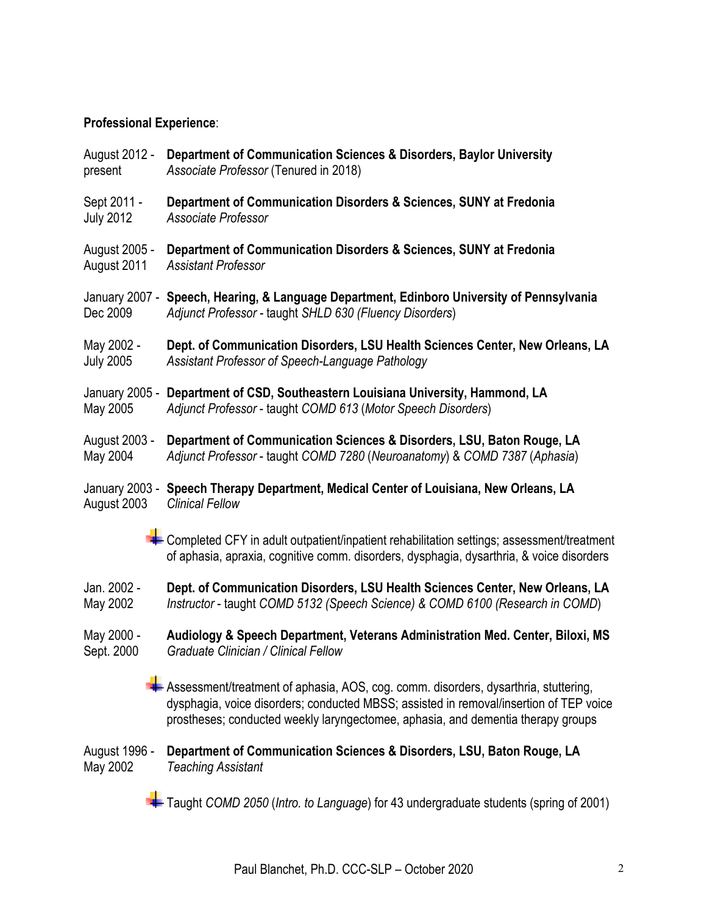**Professional Experience**:

August 2012 - present — **Department of Communication Sciences & Disorders, Baylor University**
*Associate Professor* (Tenured in 2018)

Sept 2011 - July 2012 — **Department of Communication Disorders & Sciences, SUNY at Fredonia**
*Associate Professor*

August 2005 - August 2011 — **Department of Communication Disorders & Sciences, SUNY at Fredonia**
*Assistant Professor*

January 2007 - Dec 2009 — **Speech, Hearing, & Language Department, Edinboro University of Pennsylvania**
*Adjunct Professor* - taught *SHLD 630 (Fluency Disorders*)

May 2002 - July 2005 — **Dept. of Communication Disorders, LSU Health Sciences Center, New Orleans, LA**
*Assistant Professor of Speech-Language Pathology*

January 2005 - May 2005 — **Department of CSD, Southeastern Louisiana University, Hammond, LA**
*Adjunct Professor* - taught *COMD 613* (*Motor Speech Disorders*)

August 2003 - May 2004 — **Department of Communication Sciences & Disorders, LSU, Baton Rouge, LA**
*Adjunct Professor* - taught *COMD 7280* (*Neuroanatomy*) & *COMD 7387* (*Aphasia*)

January 2003 - August 2003 — **Speech Therapy Department, Medical Center of Louisiana, New Orleans, LA**
*Clinical Fellow*

- Completed CFY in adult outpatient/inpatient rehabilitation settings; assessment/treatment of aphasia, apraxia, cognitive comm. disorders, dysphagia, dysarthria, & voice disorders

Jan. 2002 - May 2002 — **Dept. of Communication Disorders, LSU Health Sciences Center, New Orleans, LA**
*Instructor* - taught *COMD 5132 (Speech Science) & COMD 6100 (Research in COMD*)

May 2000 - Sept. 2000 — **Audiology & Speech Department, Veterans Administration Med. Center, Biloxi, MS**
*Graduate Clinician / Clinical Fellow*

- Assessment/treatment of aphasia, AOS, cog. comm. disorders, dysarthria, stuttering, dysphagia, voice disorders; conducted MBSS; assisted in removal/insertion of TEP voice prostheses; conducted weekly laryngectomee, aphasia, and dementia therapy groups

August 1996 - May 2002 — **Department of Communication Sciences & Disorders, LSU, Baton Rouge, LA**
*Teaching Assistant*

- Taught *COMD 2050* (*Intro. to Language*) for 43 undergraduate students (spring of 2001)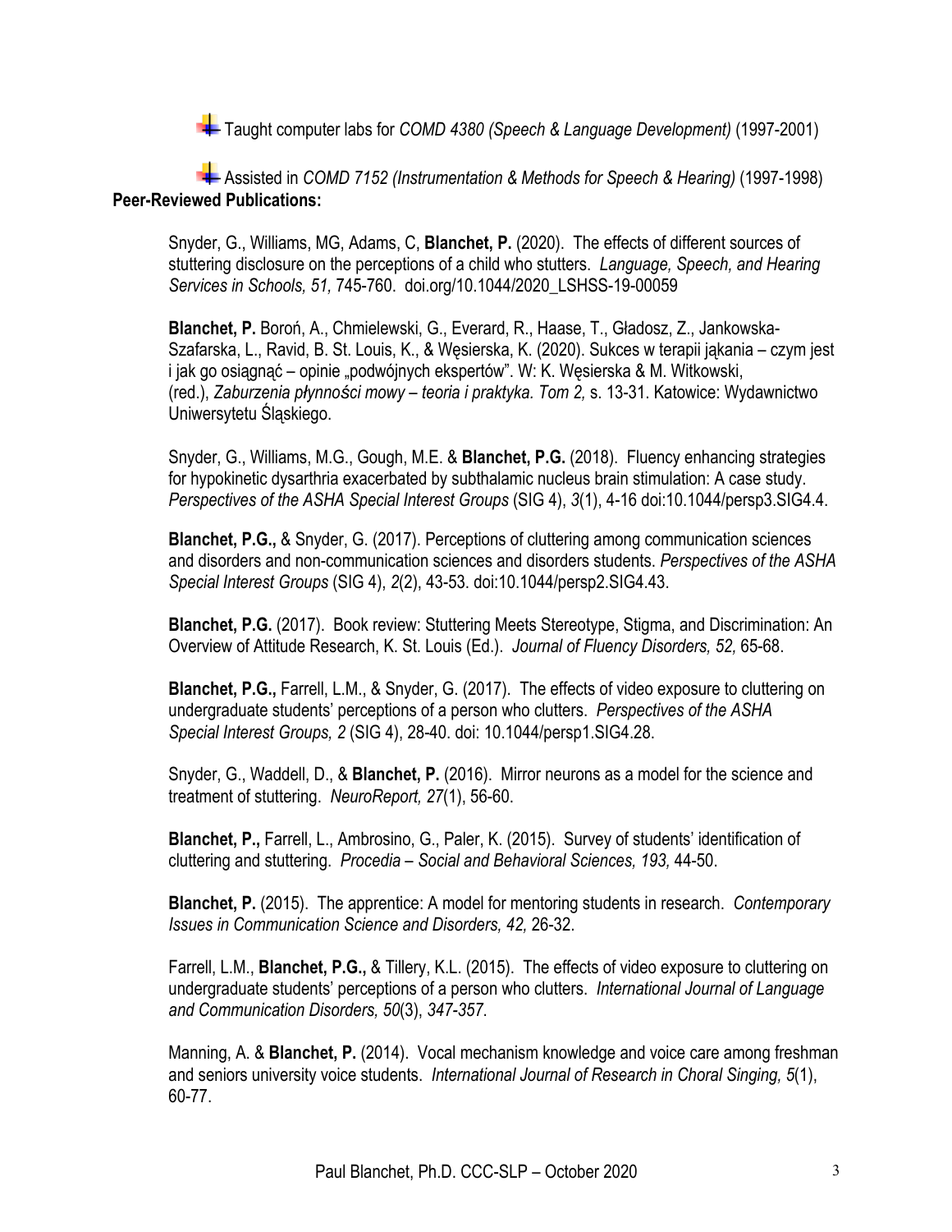- Taught computer labs for *COMD 4380 (Speech & Language Development)* (1997-2001)

- Assisted in *COMD 7152 (Instrumentation & Methods for Speech & Hearing)* (1997-1998)

**Peer-Reviewed Publications:**

Snyder, G., Williams, MG, Adams, C, **Blanchet, P.** (2020). The effects of different sources of stuttering disclosure on the perceptions of a child who stutters. *Language, Speech, and Hearing Services in Schools, 51,* 745-760. doi.org/10.1044/2020_LSHSS-19-00059

**Blanchet, P.** Boroń, A., Chmielewski, G., Everard, R., Haase, T., Gładosz, Z., Jankowska-Szafarska, L., Ravid, B. St. Louis, K., & Węsierska, K. (2020). Sukces w terapii jąkania – czym jest i jak go osiągnąć – opinie „podwójnych ekspertów". W: K. Węsierska & M. Witkowski, (red.), *Zaburzenia płynności mowy – teoria i praktyka. Tom 2,* s. 13-31. Katowice: Wydawnictwo Uniwersytetu Śląskiego.

Snyder, G., Williams, M.G., Gough, M.E. & **Blanchet, P.G.** (2018). Fluency enhancing strategies for hypokinetic dysarthria exacerbated by subthalamic nucleus brain stimulation: A case study. *Perspectives of the ASHA Special Interest Groups* (SIG 4), *3*(1), 4-16 doi:10.1044/persp3.SIG4.4.

**Blanchet, P.G.,** & Snyder, G. (2017). Perceptions of cluttering among communication sciences and disorders and non-communication sciences and disorders students. *Perspectives of the ASHA Special Interest Groups* (SIG 4), *2*(2), 43-53. doi:10.1044/persp2.SIG4.43.

**Blanchet, P.G.** (2017). Book review: Stuttering Meets Stereotype, Stigma, and Discrimination: An Overview of Attitude Research, K. St. Louis (Ed.). *Journal of Fluency Disorders, 52,* 65-68.

**Blanchet, P.G.,** Farrell, L.M., & Snyder, G. (2017). The effects of video exposure to cluttering on undergraduate students' perceptions of a person who clutters. *Perspectives of the ASHA Special Interest Groups, 2* (SIG 4), 28-40. doi: 10.1044/persp1.SIG4.28.

Snyder, G., Waddell, D., & **Blanchet, P.** (2016). Mirror neurons as a model for the science and treatment of stuttering. *NeuroReport, 27*(1), 56-60.

**Blanchet, P.,** Farrell, L., Ambrosino, G., Paler, K. (2015). Survey of students' identification of cluttering and stuttering. *Procedia – Social and Behavioral Sciences, 193,* 44-50.

**Blanchet, P.** (2015). The apprentice: A model for mentoring students in research. *Contemporary Issues in Communication Science and Disorders, 42,* 26-32.

Farrell, L.M., **Blanchet, P.G.,** & Tillery, K.L. (2015). The effects of video exposure to cluttering on undergraduate students' perceptions of a person who clutters. *International Journal of Language and Communication Disorders, 50*(3), *347-357*.

Manning, A. & **Blanchet, P.** (2014). Vocal mechanism knowledge and voice care among freshman and seniors university voice students. *International Journal of Research in Choral Singing, 5*(1), 60-77.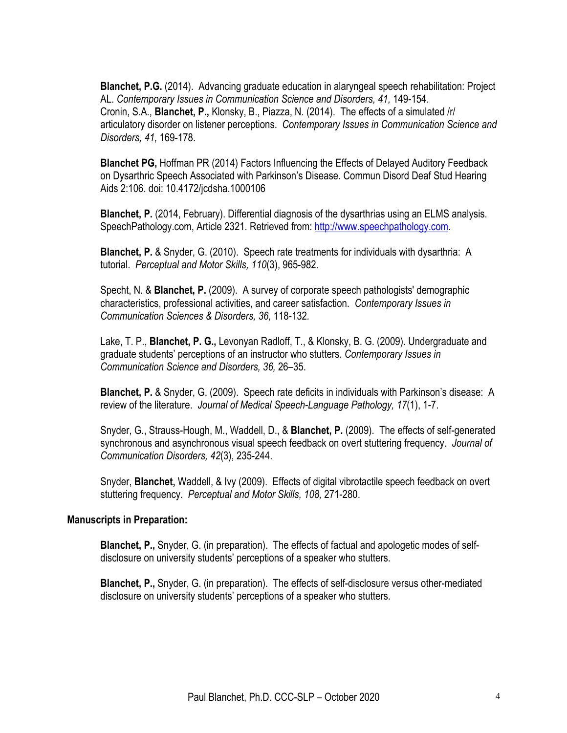**Blanchet, P.G.** (2014). Advancing graduate education in alaryngeal speech rehabilitation: Project AL. *Contemporary Issues in Communication Science and Disorders, 41,* 149-154.
Cronin, S.A., **Blanchet, P.,** Klonsky, B., Piazza, N. (2014). The effects of a simulated /r/ articulatory disorder on listener perceptions. *Contemporary Issues in Communication Science and Disorders, 41,* 169-178.

**Blanchet PG,** Hoffman PR (2014) Factors Influencing the Effects of Delayed Auditory Feedback on Dysarthric Speech Associated with Parkinson's Disease. Commun Disord Deaf Stud Hearing Aids 2:106. doi: 10.4172/jcdsha.1000106

**Blanchet, P.** (2014, February). Differential diagnosis of the dysarthrias using an ELMS analysis. SpeechPathology.com, Article 2321. Retrieved from: [http://www.speechpathology.com](http://www.speechpathology.com).

**Blanchet, P.** & Snyder, G. (2010). Speech rate treatments for individuals with dysarthria: A tutorial. *Perceptual and Motor Skills, 110*(3), 965-982.

Specht, N. & **Blanchet, P.** (2009). A survey of corporate speech pathologists' demographic characteristics, professional activities, and career satisfaction. *Contemporary Issues in Communication Sciences & Disorders, 36,* 118-132.

Lake, T. P., **Blanchet, P. G.,** Levonyan Radloff, T., & Klonsky, B. G. (2009). Undergraduate and graduate students' perceptions of an instructor who stutters. *Contemporary Issues in Communication Science and Disorders, 36,* 26–35.

**Blanchet, P.** & Snyder, G. (2009). Speech rate deficits in individuals with Parkinson's disease: A review of the literature. *Journal of Medical Speech-Language Pathology, 17*(1), 1-7.

Snyder, G., Strauss-Hough, M., Waddell, D., & **Blanchet, P.** (2009). The effects of self-generated synchronous and asynchronous visual speech feedback on overt stuttering frequency. *Journal of Communication Disorders, 42*(3), 235-244.

Snyder, **Blanchet,** Waddell, & Ivy (2009). Effects of digital vibrotactile speech feedback on overt stuttering frequency. *Perceptual and Motor Skills, 108,* 271-280.

**Manuscripts in Preparation:**

**Blanchet, P.,** Snyder, G. (in preparation). The effects of factual and apologetic modes of self-disclosure on university students' perceptions of a speaker who stutters.

**Blanchet, P.,** Snyder, G. (in preparation). The effects of self-disclosure versus other-mediated disclosure on university students' perceptions of a speaker who stutters.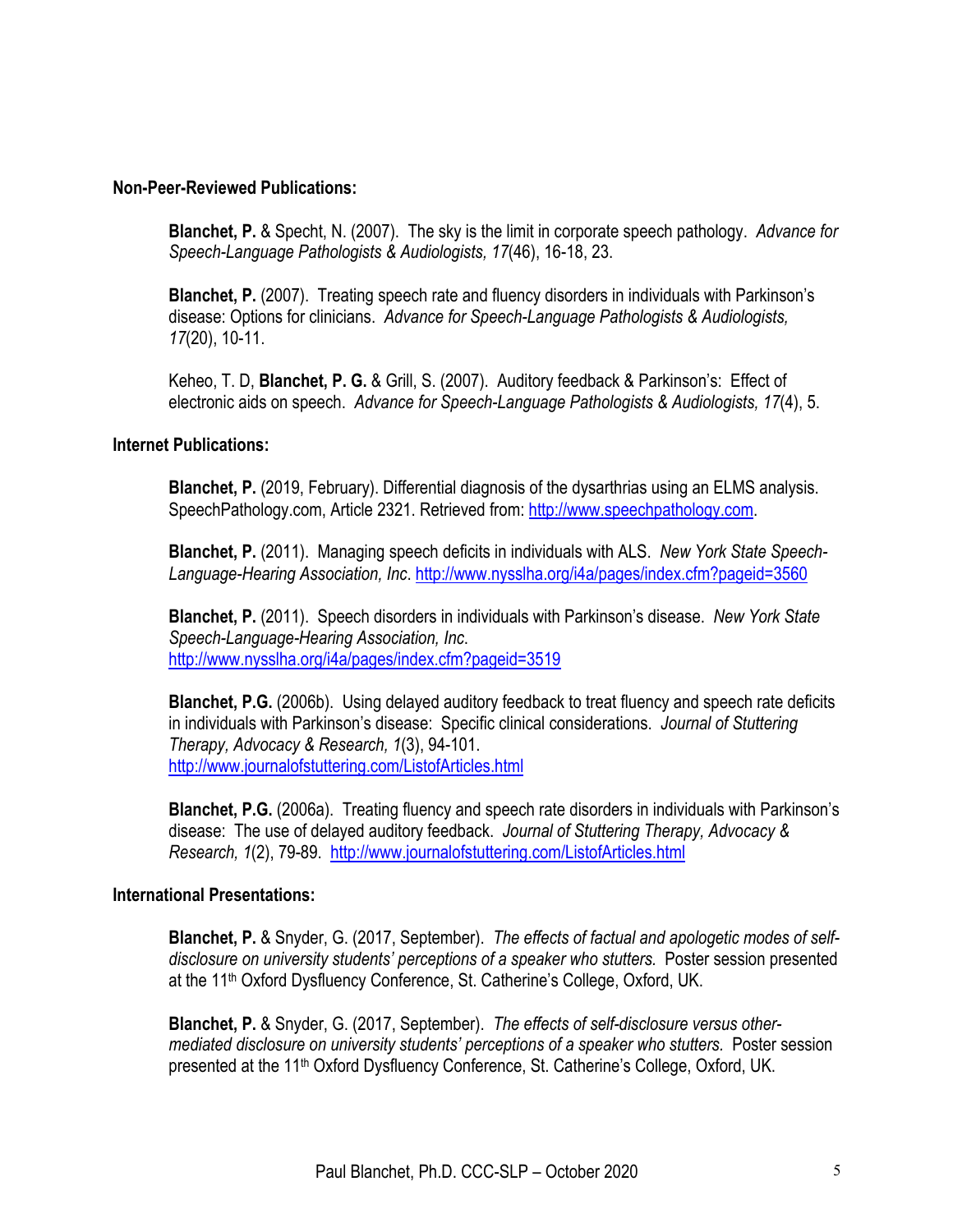### Non-Peer-Reviewed Publications:

**Blanchet, P.** & Specht, N. (2007). The sky is the limit in corporate speech pathology. *Advance for Speech-Language Pathologists & Audiologists, 17*(46), 16-18, 23.

**Blanchet, P.** (2007). Treating speech rate and fluency disorders in individuals with Parkinson's disease: Options for clinicians. *Advance for Speech-Language Pathologists & Audiologists, 17*(20), 10-11.

Keheo, T. D, **Blanchet, P. G.** & Grill, S. (2007). Auditory feedback & Parkinson's: Effect of electronic aids on speech. *Advance for Speech-Language Pathologists & Audiologists, 17*(4), 5.

### Internet Publications:

**Blanchet, P.** (2019, February). Differential diagnosis of the dysarthrias using an ELMS analysis. SpeechPathology.com, Article 2321. Retrieved from: http://www.speechpathology.com.

**Blanchet, P.** (2011). Managing speech deficits in individuals with ALS. *New York State Speech-Language-Hearing Association, Inc*. http://www.nysslha.org/i4a/pages/index.cfm?pageid=3560

**Blanchet, P.** (2011). Speech disorders in individuals with Parkinson's disease. *New York State Speech-Language-Hearing Association, Inc.* http://www.nysslha.org/i4a/pages/index.cfm?pageid=3519

**Blanchet, P.G.** (2006b). Using delayed auditory feedback to treat fluency and speech rate deficits in individuals with Parkinson's disease: Specific clinical considerations. *Journal of Stuttering Therapy, Advocacy & Research, 1*(3), 94-101. http://www.journalofstuttering.com/ListofArticles.html

**Blanchet, P.G.** (2006a). Treating fluency and speech rate disorders in individuals with Parkinson's disease: The use of delayed auditory feedback. *Journal of Stuttering Therapy, Advocacy & Research, 1*(2), 79-89. http://www.journalofstuttering.com/ListofArticles.html

### International Presentations:

**Blanchet, P.** & Snyder, G. (2017, September). *The effects of factual and apologetic modes of self-disclosure on university students' perceptions of a speaker who stutters.* Poster session presented at the 11th Oxford Dysfluency Conference, St. Catherine's College, Oxford, UK.

**Blanchet, P.** & Snyder, G. (2017, September). *The effects of self-disclosure versus other-mediated disclosure on university students' perceptions of a speaker who stutters.* Poster session presented at the 11th Oxford Dysfluency Conference, St. Catherine's College, Oxford, UK.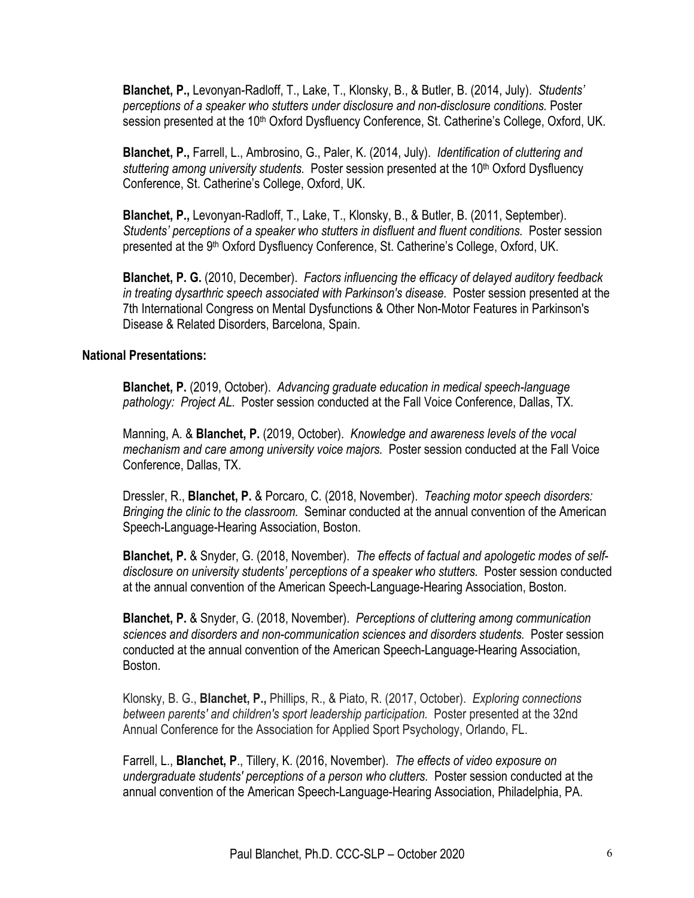**Blanchet, P.,** Levonyan-Radloff, T., Lake, T., Klonsky, B., & Butler, B. (2014, July). *Students' perceptions of a speaker who stutters under disclosure and non-disclosure conditions.* Poster session presented at the 10th Oxford Dysfluency Conference, St. Catherine's College, Oxford, UK.

**Blanchet, P.,** Farrell, L., Ambrosino, G., Paler, K. (2014, July). *Identification of cluttering and stuttering among university students.* Poster session presented at the 10th Oxford Dysfluency Conference, St. Catherine's College, Oxford, UK.

**Blanchet, P.,** Levonyan-Radloff, T., Lake, T., Klonsky, B., & Butler, B. (2011, September). *Students' perceptions of a speaker who stutters in disfluent and fluent conditions.* Poster session presented at the 9th Oxford Dysfluency Conference, St. Catherine's College, Oxford, UK.

**Blanchet, P. G.** (2010, December). *Factors influencing the efficacy of delayed auditory feedback in treating dysarthric speech associated with Parkinson's disease.* Poster session presented at the 7th International Congress on Mental Dysfunctions & Other Non-Motor Features in Parkinson's Disease & Related Disorders, Barcelona, Spain.

**National Presentations:**

**Blanchet, P.** (2019, October). *Advancing graduate education in medical speech-language pathology: Project AL.* Poster session conducted at the Fall Voice Conference, Dallas, TX.

Manning, A. & **Blanchet, P.** (2019, October). *Knowledge and awareness levels of the vocal mechanism and care among university voice majors.* Poster session conducted at the Fall Voice Conference, Dallas, TX.

Dressler, R., **Blanchet, P.** & Porcaro, C. (2018, November). *Teaching motor speech disorders: Bringing the clinic to the classroom.* Seminar conducted at the annual convention of the American Speech-Language-Hearing Association, Boston.

**Blanchet, P.** & Snyder, G. (2018, November). *The effects of factual and apologetic modes of self-disclosure on university students' perceptions of a speaker who stutters.* Poster session conducted at the annual convention of the American Speech-Language-Hearing Association, Boston.

**Blanchet, P.** & Snyder, G. (2018, November). *Perceptions of cluttering among communication sciences and disorders and non-communication sciences and disorders students.* Poster session conducted at the annual convention of the American Speech-Language-Hearing Association, Boston.

Klonsky, B. G., **Blanchet, P.,** Phillips, R., & Piato, R. (2017, October). *Exploring connections between parents' and children's sport leadership participation.* Poster presented at the 32nd Annual Conference for the Association for Applied Sport Psychology, Orlando, FL.

Farrell, L., **Blanchet, P**., Tillery, K. (2016, November). *The effects of video exposure on undergraduate students' perceptions of a person who clutters.* Poster session conducted at the annual convention of the American Speech-Language-Hearing Association, Philadelphia, PA.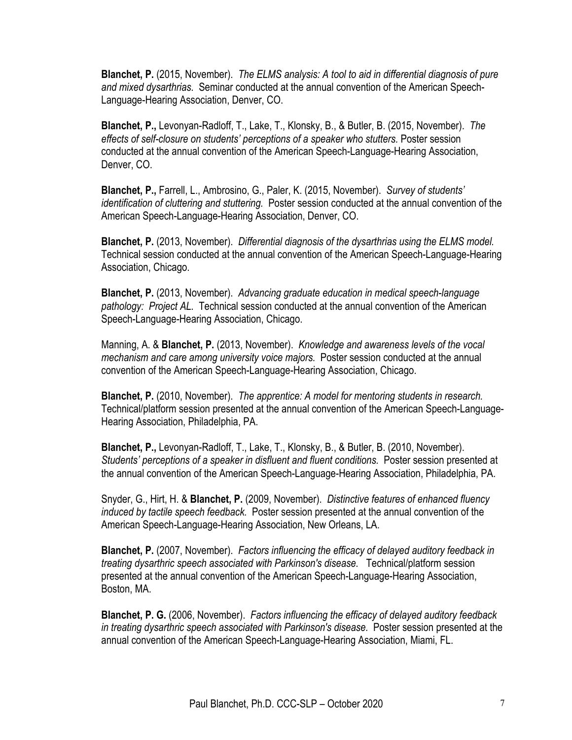**Blanchet, P.** (2015, November). *The ELMS analysis: A tool to aid in differential diagnosis of pure and mixed dysarthrias.* Seminar conducted at the annual convention of the American Speech-Language-Hearing Association, Denver, CO.

**Blanchet, P.,** Levonyan-Radloff, T., Lake, T., Klonsky, B., & Butler, B. (2015, November). *The effects of self-closure on students' perceptions of a speaker who stutters.* Poster session conducted at the annual convention of the American Speech-Language-Hearing Association, Denver, CO.

**Blanchet, P.,** Farrell, L., Ambrosino, G., Paler, K. (2015, November). *Survey of students' identification of cluttering and stuttering.* Poster session conducted at the annual convention of the American Speech-Language-Hearing Association, Denver, CO.

**Blanchet, P.** (2013, November). *Differential diagnosis of the dysarthrias using the ELMS model.* Technical session conducted at the annual convention of the American Speech-Language-Hearing Association, Chicago.

**Blanchet, P.** (2013, November). *Advancing graduate education in medical speech-language pathology: Project AL.* Technical session conducted at the annual convention of the American Speech-Language-Hearing Association, Chicago.

Manning, A. & **Blanchet, P.** (2013, November). *Knowledge and awareness levels of the vocal mechanism and care among university voice majors.* Poster session conducted at the annual convention of the American Speech-Language-Hearing Association, Chicago.

**Blanchet, P.** (2010, November). *The apprentice: A model for mentoring students in research.* Technical/platform session presented at the annual convention of the American Speech-Language-Hearing Association, Philadelphia, PA.

**Blanchet, P.,** Levonyan-Radloff, T., Lake, T., Klonsky, B., & Butler, B. (2010, November). *Students' perceptions of a speaker in disfluent and fluent conditions.* Poster session presented at the annual convention of the American Speech-Language-Hearing Association, Philadelphia, PA.

Snyder, G., Hirt, H. & **Blanchet, P.** (2009, November). *Distinctive features of enhanced fluency induced by tactile speech feedback.* Poster session presented at the annual convention of the American Speech-Language-Hearing Association, New Orleans, LA.

**Blanchet, P.** (2007, November). *Factors influencing the efficacy of delayed auditory feedback in treating dysarthric speech associated with Parkinson's disease.* Technical/platform session presented at the annual convention of the American Speech-Language-Hearing Association, Boston, MA.

**Blanchet, P. G.** (2006, November). *Factors influencing the efficacy of delayed auditory feedback in treating dysarthric speech associated with Parkinson's disease.* Poster session presented at the annual convention of the American Speech-Language-Hearing Association, Miami, FL.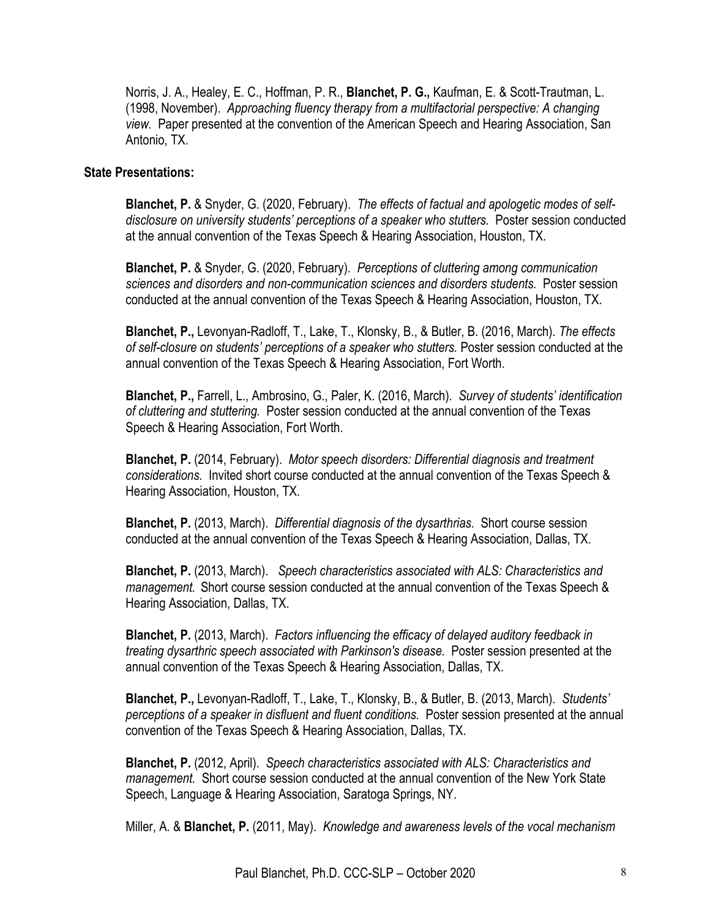Norris, J. A., Healey, E. C., Hoffman, P. R., **Blanchet, P. G.,** Kaufman, E. & Scott-Trautman, L. (1998, November). *Approaching fluency therapy from a multifactorial perspective: A changing view.* Paper presented at the convention of the American Speech and Hearing Association, San Antonio, TX.

**State Presentations:**

**Blanchet, P.** & Snyder, G. (2020, February). *The effects of factual and apologetic modes of self-disclosure on university students' perceptions of a speaker who stutters.* Poster session conducted at the annual convention of the Texas Speech & Hearing Association, Houston, TX.

**Blanchet, P.** & Snyder, G. (2020, February). *Perceptions of cluttering among communication sciences and disorders and non-communication sciences and disorders students.* Poster session conducted at the annual convention of the Texas Speech & Hearing Association, Houston, TX.

**Blanchet, P.,** Levonyan-Radloff, T., Lake, T., Klonsky, B., & Butler, B. (2016, March). *The effects of self-closure on students' perceptions of a speaker who stutters.* Poster session conducted at the annual convention of the Texas Speech & Hearing Association, Fort Worth.

**Blanchet, P.,** Farrell, L., Ambrosino, G., Paler, K. (2016, March). *Survey of students' identification of cluttering and stuttering.* Poster session conducted at the annual convention of the Texas Speech & Hearing Association, Fort Worth.

**Blanchet, P.** (2014, February). *Motor speech disorders: Differential diagnosis and treatment considerations.* Invited short course conducted at the annual convention of the Texas Speech & Hearing Association, Houston, TX.

**Blanchet, P.** (2013, March). *Differential diagnosis of the dysarthrias.* Short course session conducted at the annual convention of the Texas Speech & Hearing Association, Dallas, TX.

**Blanchet, P.** (2013, March). *Speech characteristics associated with ALS: Characteristics and management.* Short course session conducted at the annual convention of the Texas Speech & Hearing Association, Dallas, TX.

**Blanchet, P.** (2013, March). *Factors influencing the efficacy of delayed auditory feedback in treating dysarthric speech associated with Parkinson's disease.* Poster session presented at the annual convention of the Texas Speech & Hearing Association, Dallas, TX.

**Blanchet, P.,** Levonyan-Radloff, T., Lake, T., Klonsky, B., & Butler, B. (2013, March). *Students' perceptions of a speaker in disfluent and fluent conditions.* Poster session presented at the annual convention of the Texas Speech & Hearing Association, Dallas, TX.

**Blanchet, P.** (2012, April). *Speech characteristics associated with ALS: Characteristics and management.* Short course session conducted at the annual convention of the New York State Speech, Language & Hearing Association, Saratoga Springs, NY.

Miller, A. & **Blanchet, P.** (2011, May). *Knowledge and awareness levels of the vocal mechanism*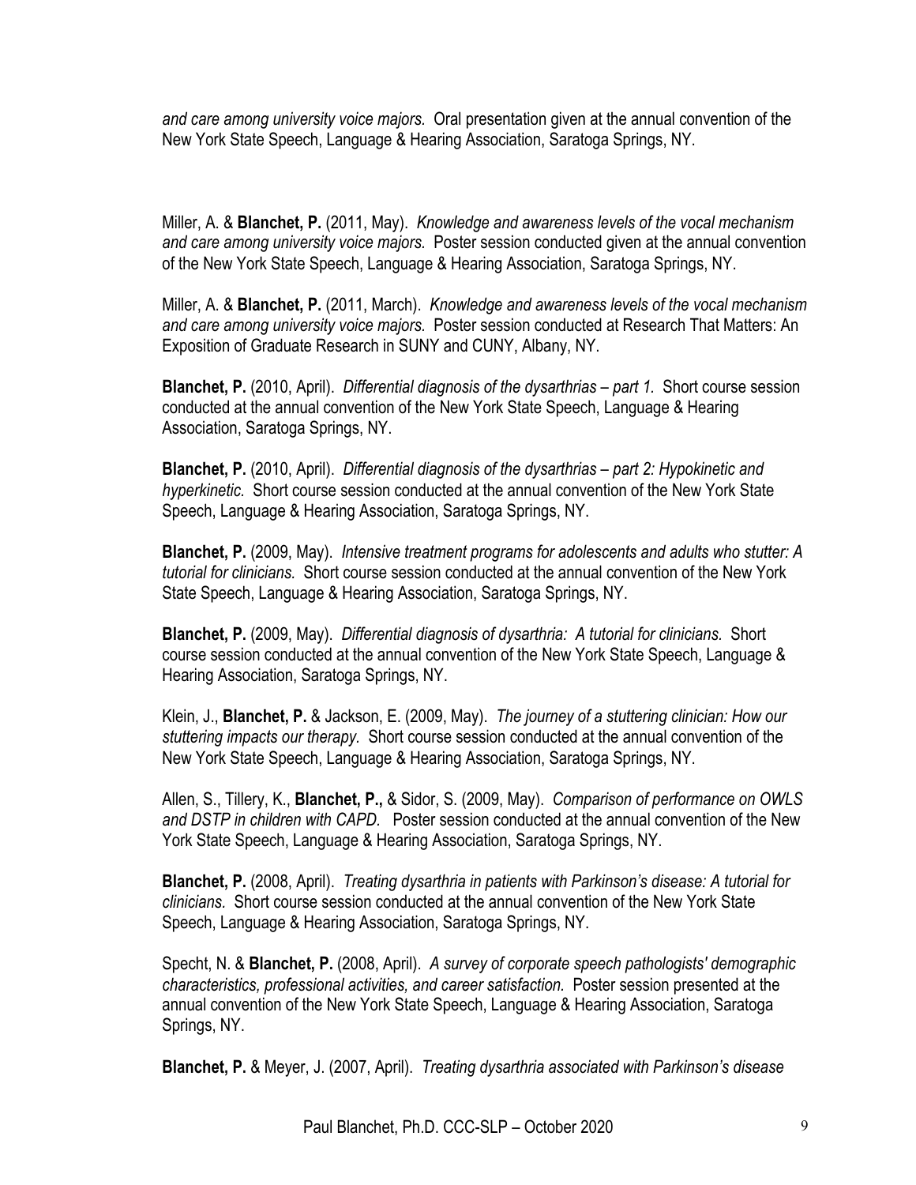*and care among university voice majors.* Oral presentation given at the annual convention of the New York State Speech, Language & Hearing Association, Saratoga Springs, NY.

Miller, A. & **Blanchet, P.** (2011, May). *Knowledge and awareness levels of the vocal mechanism and care among university voice majors.* Poster session conducted given at the annual convention of the New York State Speech, Language & Hearing Association, Saratoga Springs, NY.

Miller, A. & **Blanchet, P.** (2011, March). *Knowledge and awareness levels of the vocal mechanism and care among university voice majors.* Poster session conducted at Research That Matters: An Exposition of Graduate Research in SUNY and CUNY, Albany, NY.

**Blanchet, P.** (2010, April). *Differential diagnosis of the dysarthrias – part 1.* Short course session conducted at the annual convention of the New York State Speech, Language & Hearing Association, Saratoga Springs, NY.

**Blanchet, P.** (2010, April). *Differential diagnosis of the dysarthrias – part 2: Hypokinetic and hyperkinetic.* Short course session conducted at the annual convention of the New York State Speech, Language & Hearing Association, Saratoga Springs, NY.

**Blanchet, P.** (2009, May). *Intensive treatment programs for adolescents and adults who stutter: A tutorial for clinicians.* Short course session conducted at the annual convention of the New York State Speech, Language & Hearing Association, Saratoga Springs, NY.

**Blanchet, P.** (2009, May). *Differential diagnosis of dysarthria: A tutorial for clinicians.* Short course session conducted at the annual convention of the New York State Speech, Language & Hearing Association, Saratoga Springs, NY.

Klein, J., **Blanchet, P.** & Jackson, E. (2009, May). *The journey of a stuttering clinician: How our stuttering impacts our therapy.* Short course session conducted at the annual convention of the New York State Speech, Language & Hearing Association, Saratoga Springs, NY.

Allen, S., Tillery, K., **Blanchet, P.,** & Sidor, S. (2009, May). *Comparison of performance on OWLS and DSTP in children with CAPD.* Poster session conducted at the annual convention of the New York State Speech, Language & Hearing Association, Saratoga Springs, NY.

**Blanchet, P.** (2008, April). *Treating dysarthria in patients with Parkinson's disease: A tutorial for clinicians.* Short course session conducted at the annual convention of the New York State Speech, Language & Hearing Association, Saratoga Springs, NY.

Specht, N. & **Blanchet, P.** (2008, April). *A survey of corporate speech pathologists' demographic characteristics, professional activities, and career satisfaction.* Poster session presented at the annual convention of the New York State Speech, Language & Hearing Association, Saratoga Springs, NY.

**Blanchet, P.** & Meyer, J. (2007, April). *Treating dysarthria associated with Parkinson's disease*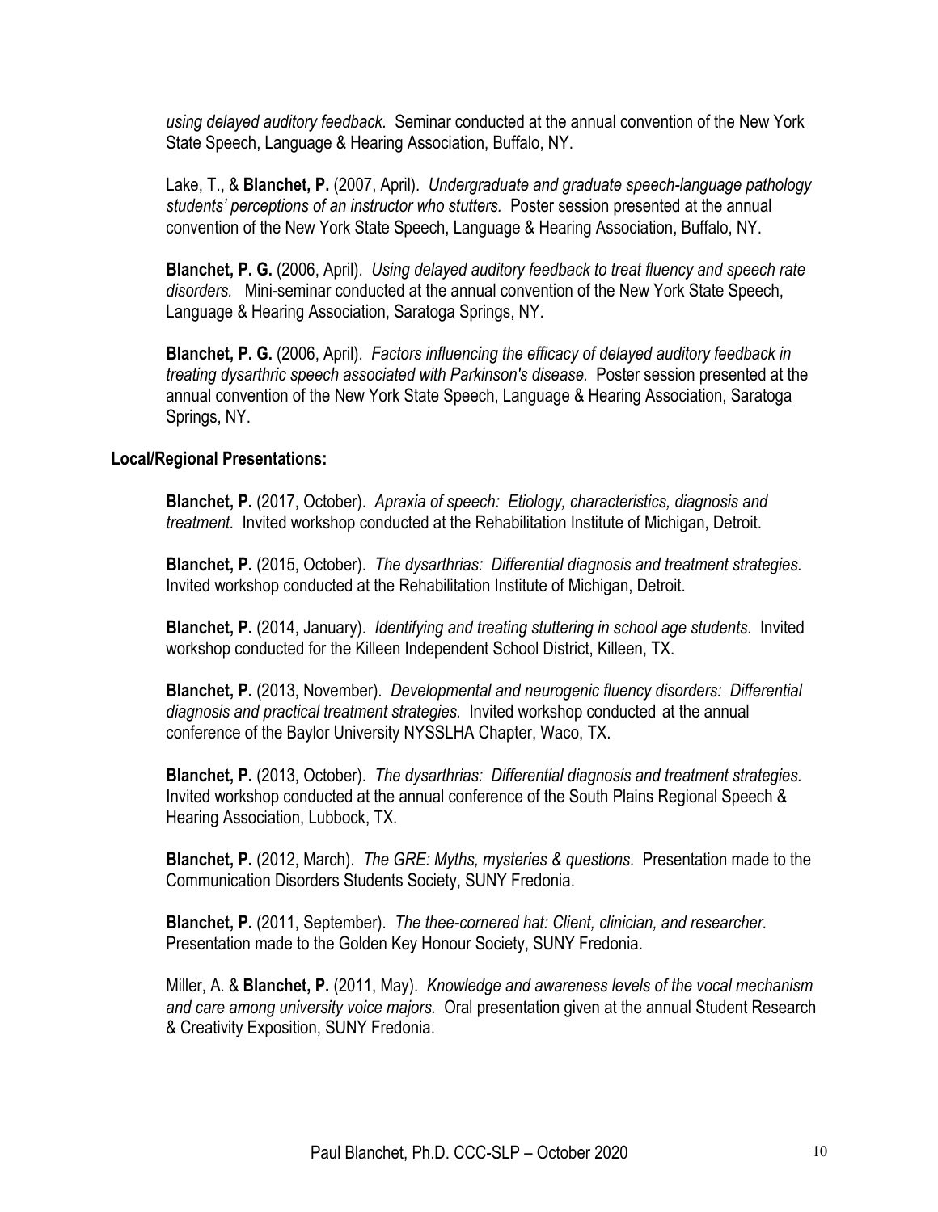*using delayed auditory feedback*. Seminar conducted at the annual convention of the New York State Speech, Language & Hearing Association, Buffalo, NY.

Lake, T., & **Blanchet, P.** (2007, April). *Undergraduate and graduate speech-language pathology students' perceptions of an instructor who stutters.* Poster session presented at the annual convention of the New York State Speech, Language & Hearing Association, Buffalo, NY.

**Blanchet, P. G.** (2006, April). *Using delayed auditory feedback to treat fluency and speech rate disorders.* Mini-seminar conducted at the annual convention of the New York State Speech, Language & Hearing Association, Saratoga Springs, NY.

**Blanchet, P. G.** (2006, April). *Factors influencing the efficacy of delayed auditory feedback in treating dysarthric speech associated with Parkinson's disease.* Poster session presented at the annual convention of the New York State Speech, Language & Hearing Association, Saratoga Springs, NY.

**Local/Regional Presentations:**

**Blanchet, P.** (2017, October). *Apraxia of speech: Etiology, characteristics, diagnosis and treatment.* Invited workshop conducted at the Rehabilitation Institute of Michigan, Detroit.

**Blanchet, P.** (2015, October). *The dysarthrias: Differential diagnosis and treatment strategies.* Invited workshop conducted at the Rehabilitation Institute of Michigan, Detroit.

**Blanchet, P.** (2014, January). *Identifying and treating stuttering in school age students.* Invited workshop conducted for the Killeen Independent School District, Killeen, TX.

**Blanchet, P.** (2013, November). *Developmental and neurogenic fluency disorders: Differential diagnosis and practical treatment strategies.* Invited workshop conducted at the annual conference of the Baylor University NYSSLHA Chapter, Waco, TX.

**Blanchet, P.** (2013, October). *The dysarthrias: Differential diagnosis and treatment strategies.* Invited workshop conducted at the annual conference of the South Plains Regional Speech & Hearing Association, Lubbock, TX.

**Blanchet, P.** (2012, March). *The GRE: Myths, mysteries & questions.* Presentation made to the Communication Disorders Students Society, SUNY Fredonia.

**Blanchet, P.** (2011, September). *The thee-cornered hat: Client, clinician, and researcher.* Presentation made to the Golden Key Honour Society, SUNY Fredonia.

Miller, A. & **Blanchet, P.** (2011, May). *Knowledge and awareness levels of the vocal mechanism and care among university voice majors.* Oral presentation given at the annual Student Research & Creativity Exposition, SUNY Fredonia.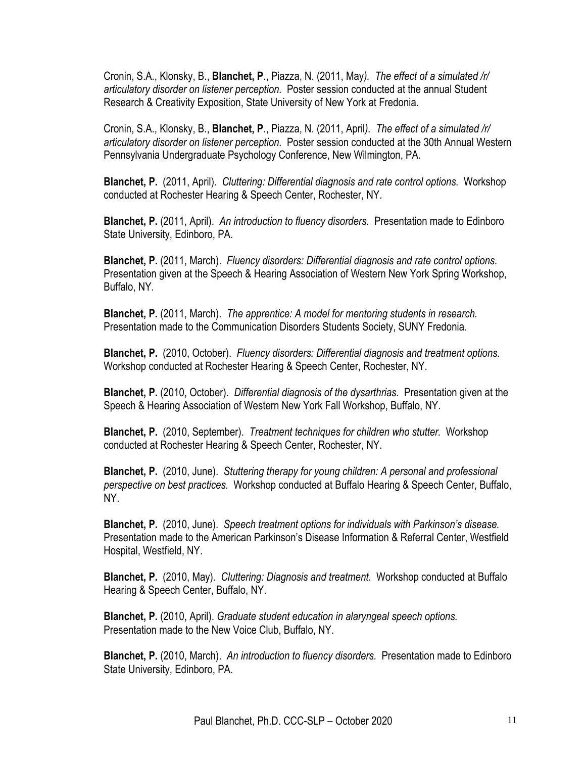Cronin, S.A., Klonsky, B., **Blanchet, P**., Piazza, N. (2011, May). *The effect of a simulated /r/ articulatory disorder on listener perception.* Poster session conducted at the annual Student Research & Creativity Exposition, State University of New York at Fredonia.

Cronin, S.A., Klonsky, B., **Blanchet, P**., Piazza, N. (2011, April). *The effect of a simulated /r/ articulatory disorder on listener perception.* Poster session conducted at the 30th Annual Western Pennsylvania Undergraduate Psychology Conference, New Wilmington, PA.

**Blanchet, P.** (2011, April). *Cluttering: Differential diagnosis and rate control options.* Workshop conducted at Rochester Hearing & Speech Center, Rochester, NY.

**Blanchet, P.** (2011, April). *An introduction to fluency disorders.* Presentation made to Edinboro State University, Edinboro, PA.

**Blanchet, P.** (2011, March). *Fluency disorders: Differential diagnosis and rate control options.* Presentation given at the Speech & Hearing Association of Western New York Spring Workshop, Buffalo, NY.

**Blanchet, P.** (2011, March). *The apprentice: A model for mentoring students in research.* Presentation made to the Communication Disorders Students Society, SUNY Fredonia.

**Blanchet, P.** (2010, October). *Fluency disorders: Differential diagnosis and treatment options.* Workshop conducted at Rochester Hearing & Speech Center, Rochester, NY.

**Blanchet, P.** (2010, October). *Differential diagnosis of the dysarthrias.* Presentation given at the Speech & Hearing Association of Western New York Fall Workshop, Buffalo, NY.

**Blanchet, P.** (2010, September). *Treatment techniques for children who stutter.* Workshop conducted at Rochester Hearing & Speech Center, Rochester, NY.

**Blanchet, P.** (2010, June). *Stuttering therapy for young children: A personal and professional perspective on best practices.* Workshop conducted at Buffalo Hearing & Speech Center, Buffalo, NY.

**Blanchet, P.** (2010, June). *Speech treatment options for individuals with Parkinson's disease.* Presentation made to the American Parkinson's Disease Information & Referral Center, Westfield Hospital, Westfield, NY.

**Blanchet, P.** (2010, May). *Cluttering: Diagnosis and treatment.* Workshop conducted at Buffalo Hearing & Speech Center, Buffalo, NY.

**Blanchet, P.** (2010, April). *Graduate student education in alaryngeal speech options.* Presentation made to the New Voice Club, Buffalo, NY.

**Blanchet, P.** (2010, March). *An introduction to fluency disorders.* Presentation made to Edinboro State University, Edinboro, PA.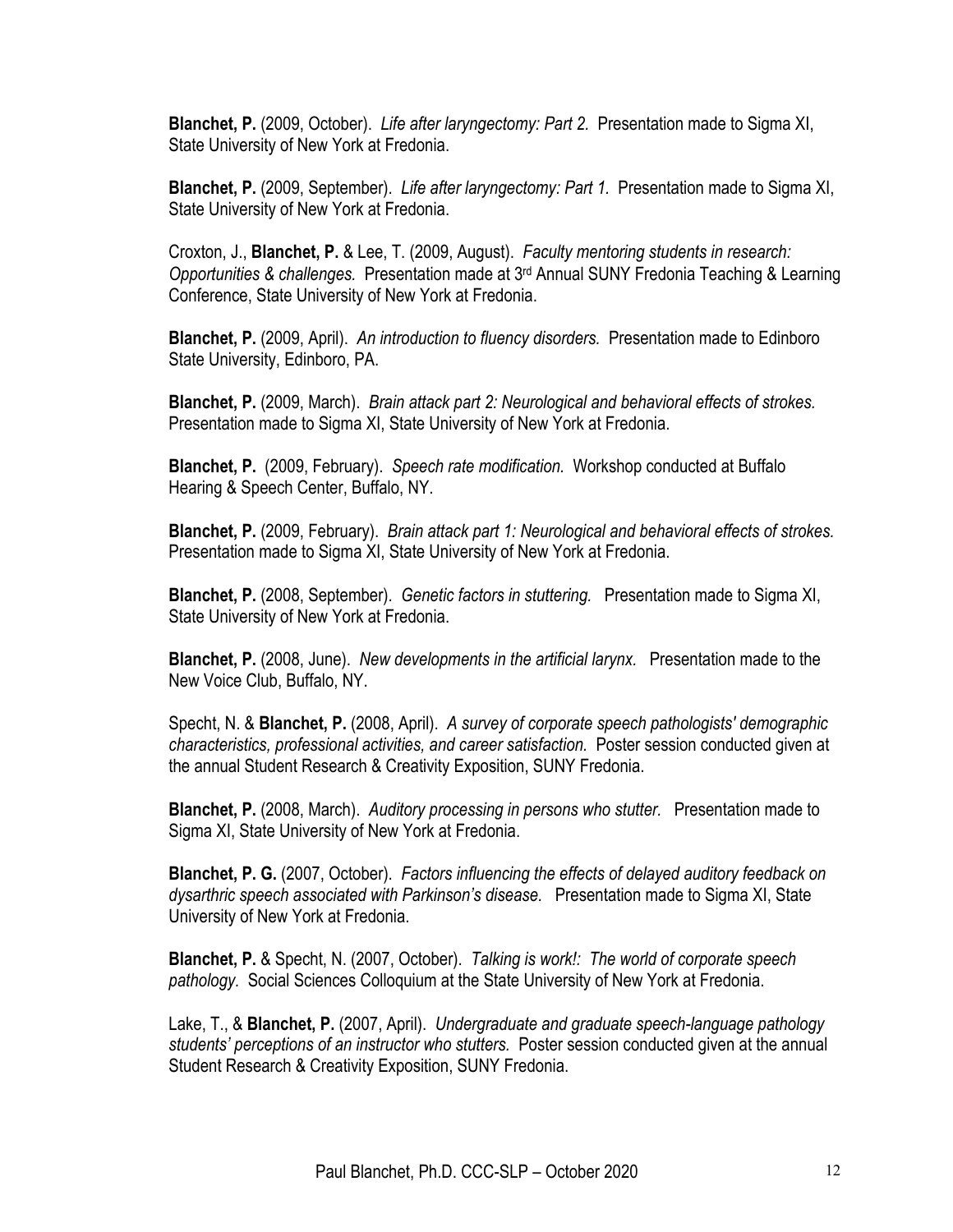**Blanchet, P.** (2009, October). *Life after laryngectomy: Part 2.* Presentation made to Sigma XI, State University of New York at Fredonia.

**Blanchet, P.** (2009, September). *Life after laryngectomy: Part 1.* Presentation made to Sigma XI, State University of New York at Fredonia.

Croxton, J., **Blanchet, P.** & Lee, T. (2009, August). *Faculty mentoring students in research: Opportunities & challenges.* Presentation made at 3rd Annual SUNY Fredonia Teaching & Learning Conference, State University of New York at Fredonia.

**Blanchet, P.** (2009, April). *An introduction to fluency disorders.* Presentation made to Edinboro State University, Edinboro, PA.

**Blanchet, P.** (2009, March). *Brain attack part 2: Neurological and behavioral effects of strokes.* Presentation made to Sigma XI, State University of New York at Fredonia.

**Blanchet, P.** (2009, February). *Speech rate modification.* Workshop conducted at Buffalo Hearing & Speech Center, Buffalo, NY.

**Blanchet, P.** (2009, February). *Brain attack part 1: Neurological and behavioral effects of strokes.* Presentation made to Sigma XI, State University of New York at Fredonia.

**Blanchet, P.** (2008, September). *Genetic factors in stuttering.* Presentation made to Sigma XI, State University of New York at Fredonia.

**Blanchet, P.** (2008, June). *New developments in the artificial larynx.* Presentation made to the New Voice Club, Buffalo, NY.

Specht, N. & **Blanchet, P.** (2008, April). *A survey of corporate speech pathologists' demographic characteristics, professional activities, and career satisfaction.* Poster session conducted given at the annual Student Research & Creativity Exposition, SUNY Fredonia.

**Blanchet, P.** (2008, March). *Auditory processing in persons who stutter.* Presentation made to Sigma XI, State University of New York at Fredonia.

**Blanchet, P. G.** (2007, October). *Factors influencing the effects of delayed auditory feedback on dysarthric speech associated with Parkinson's disease.* Presentation made to Sigma XI, State University of New York at Fredonia.

**Blanchet, P.** & Specht, N. (2007, October). *Talking is work!: The world of corporate speech pathology.* Social Sciences Colloquium at the State University of New York at Fredonia.

Lake, T., & **Blanchet, P.** (2007, April). *Undergraduate and graduate speech-language pathology students' perceptions of an instructor who stutters.* Poster session conducted given at the annual Student Research & Creativity Exposition, SUNY Fredonia.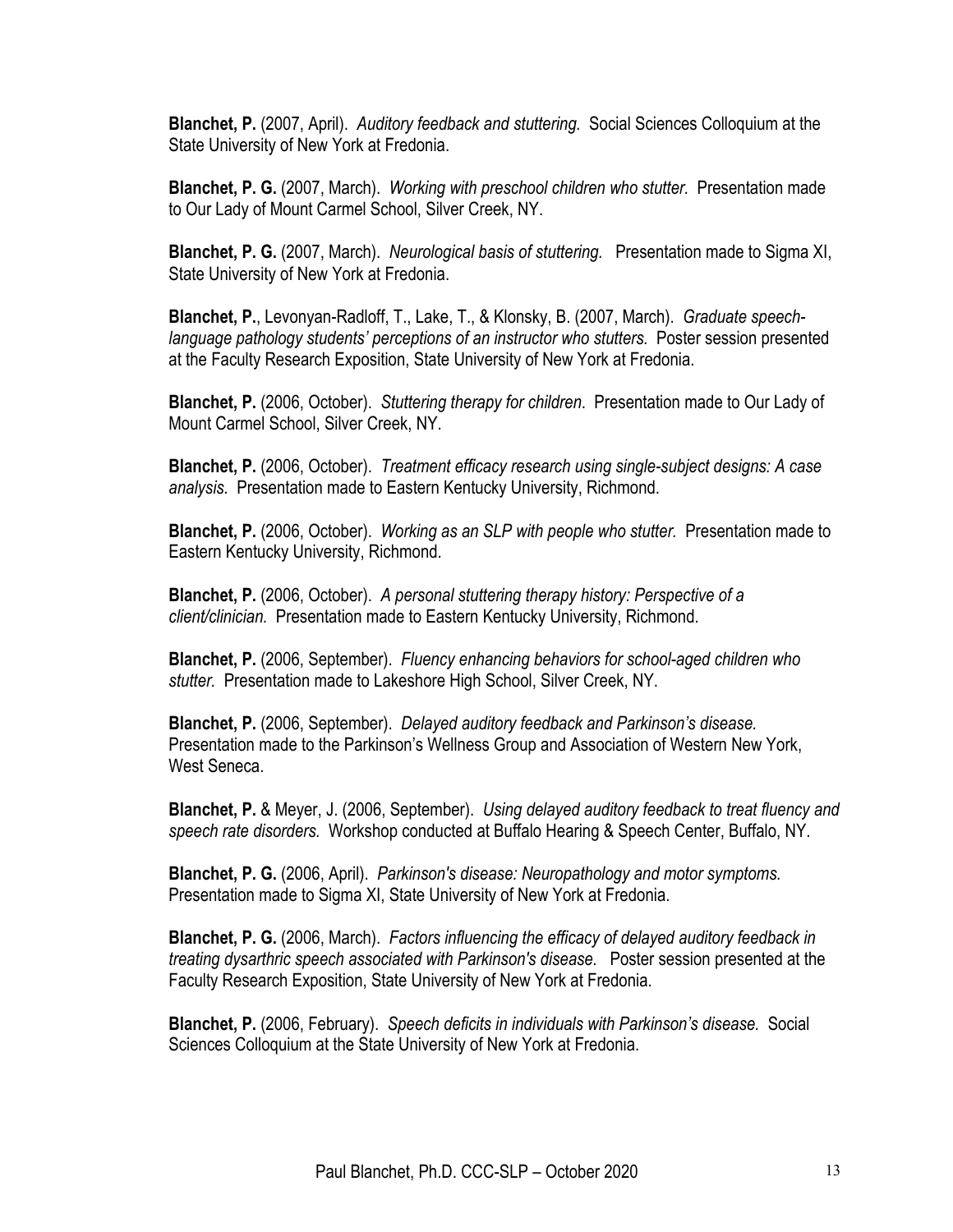**Blanchet, P.** (2007, April). *Auditory feedback and stuttering.* Social Sciences Colloquium at the State University of New York at Fredonia.

**Blanchet, P. G.** (2007, March). *Working with preschool children who stutter.* Presentation made to Our Lady of Mount Carmel School, Silver Creek, NY.

**Blanchet, P. G.** (2007, March). *Neurological basis of stuttering.* Presentation made to Sigma XI, State University of New York at Fredonia.

**Blanchet, P.**, Levonyan-Radloff, T., Lake, T., & Klonsky, B. (2007, March). *Graduate speech-language pathology students' perceptions of an instructor who stutters.* Poster session presented at the Faculty Research Exposition, State University of New York at Fredonia.

**Blanchet, P.** (2006, October). *Stuttering therapy for children*. Presentation made to Our Lady of Mount Carmel School, Silver Creek, NY.

**Blanchet, P.** (2006, October). *Treatment efficacy research using single-subject designs: A case analysis.* Presentation made to Eastern Kentucky University, Richmond.

**Blanchet, P.** (2006, October). *Working as an SLP with people who stutter.* Presentation made to Eastern Kentucky University, Richmond.

**Blanchet, P.** (2006, October). *A personal stuttering therapy history: Perspective of a client/clinician.* Presentation made to Eastern Kentucky University, Richmond.

**Blanchet, P.** (2006, September). *Fluency enhancing behaviors for school-aged children who stutter.* Presentation made to Lakeshore High School, Silver Creek, NY.

**Blanchet, P.** (2006, September). *Delayed auditory feedback and Parkinson's disease.* Presentation made to the Parkinson's Wellness Group and Association of Western New York, West Seneca.

**Blanchet, P.** & Meyer, J. (2006, September). *Using delayed auditory feedback to treat fluency and speech rate disorders.* Workshop conducted at Buffalo Hearing & Speech Center, Buffalo, NY.

**Blanchet, P. G.** (2006, April). *Parkinson's disease: Neuropathology and motor symptoms.* Presentation made to Sigma XI, State University of New York at Fredonia.

**Blanchet, P. G.** (2006, March). *Factors influencing the efficacy of delayed auditory feedback in treating dysarthric speech associated with Parkinson's disease.* Poster session presented at the Faculty Research Exposition, State University of New York at Fredonia.

**Blanchet, P.** (2006, February). *Speech deficits in individuals with Parkinson's disease.* Social Sciences Colloquium at the State University of New York at Fredonia.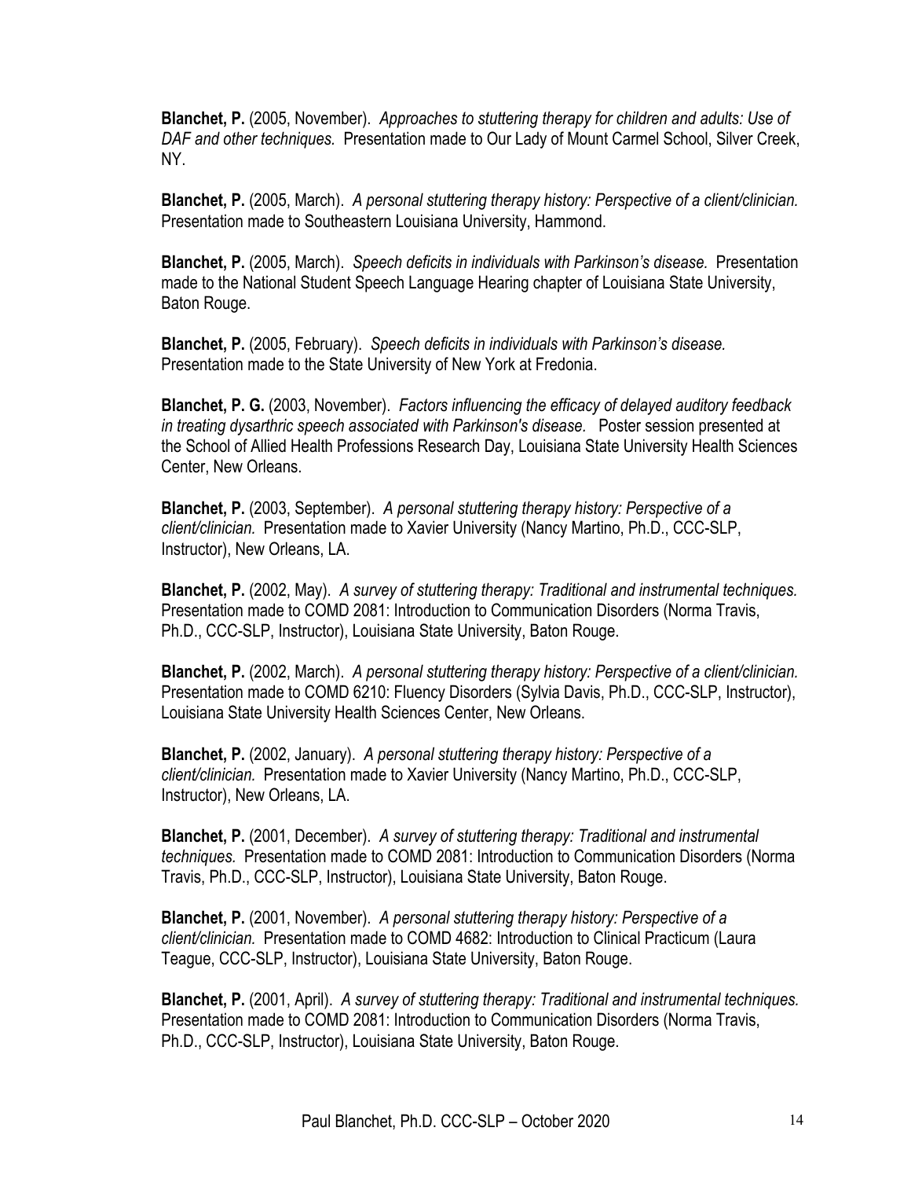**Blanchet, P.** (2005, November). *Approaches to stuttering therapy for children and adults: Use of DAF and other techniques.* Presentation made to Our Lady of Mount Carmel School, Silver Creek, NY.

**Blanchet, P.** (2005, March). *A personal stuttering therapy history: Perspective of a client/clinician.* Presentation made to Southeastern Louisiana University, Hammond.

**Blanchet, P.** (2005, March). *Speech deficits in individuals with Parkinson's disease.* Presentation made to the National Student Speech Language Hearing chapter of Louisiana State University, Baton Rouge.

**Blanchet, P.** (2005, February). *Speech deficits in individuals with Parkinson's disease.* Presentation made to the State University of New York at Fredonia.

**Blanchet, P. G.** (2003, November). *Factors influencing the efficacy of delayed auditory feedback in treating dysarthric speech associated with Parkinson's disease.* Poster session presented at the School of Allied Health Professions Research Day, Louisiana State University Health Sciences Center, New Orleans.

**Blanchet, P.** (2003, September). *A personal stuttering therapy history: Perspective of a client/clinician.* Presentation made to Xavier University (Nancy Martino, Ph.D., CCC-SLP, Instructor), New Orleans, LA.

**Blanchet, P.** (2002, May). *A survey of stuttering therapy: Traditional and instrumental techniques.* Presentation made to COMD 2081: Introduction to Communication Disorders (Norma Travis, Ph.D., CCC-SLP, Instructor), Louisiana State University, Baton Rouge.

**Blanchet, P.** (2002, March). *A personal stuttering therapy history: Perspective of a client/clinician.* Presentation made to COMD 6210: Fluency Disorders (Sylvia Davis, Ph.D., CCC-SLP, Instructor), Louisiana State University Health Sciences Center, New Orleans.

**Blanchet, P.** (2002, January). *A personal stuttering therapy history: Perspective of a client/clinician.* Presentation made to Xavier University (Nancy Martino, Ph.D., CCC-SLP, Instructor), New Orleans, LA.

**Blanchet, P.** (2001, December). *A survey of stuttering therapy: Traditional and instrumental techniques.* Presentation made to COMD 2081: Introduction to Communication Disorders (Norma Travis, Ph.D., CCC-SLP, Instructor), Louisiana State University, Baton Rouge.

**Blanchet, P.** (2001, November). *A personal stuttering therapy history: Perspective of a client/clinician.* Presentation made to COMD 4682: Introduction to Clinical Practicum (Laura Teague, CCC-SLP, Instructor), Louisiana State University, Baton Rouge.

**Blanchet, P.** (2001, April). *A survey of stuttering therapy: Traditional and instrumental techniques.* Presentation made to COMD 2081: Introduction to Communication Disorders (Norma Travis, Ph.D., CCC-SLP, Instructor), Louisiana State University, Baton Rouge.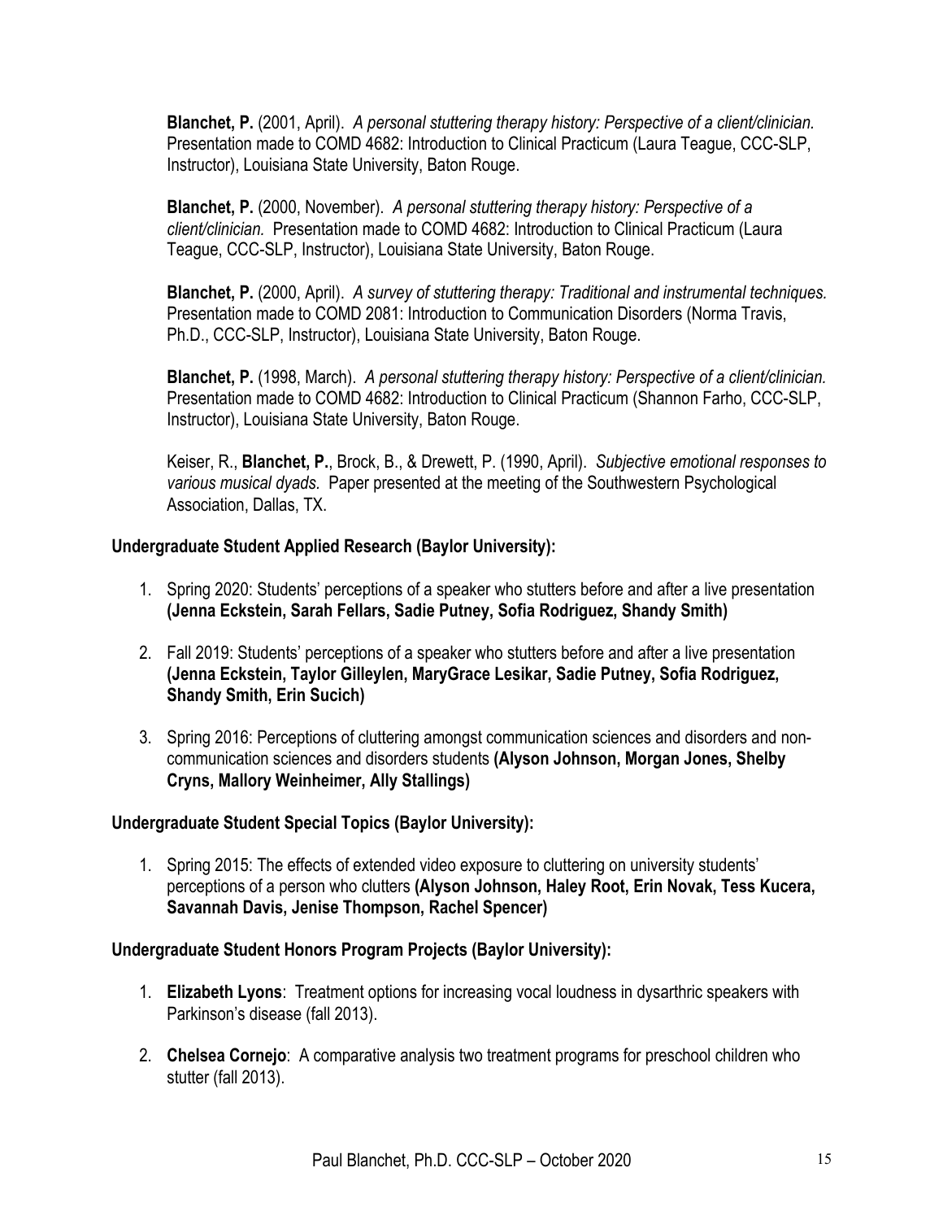**Blanchet, P.** (2001, April). *A personal stuttering therapy history: Perspective of a client/clinician.* Presentation made to COMD 4682: Introduction to Clinical Practicum (Laura Teague, CCC-SLP, Instructor), Louisiana State University, Baton Rouge.

**Blanchet, P.** (2000, November). *A personal stuttering therapy history: Perspective of a client/clinician.* Presentation made to COMD 4682: Introduction to Clinical Practicum (Laura Teague, CCC-SLP, Instructor), Louisiana State University, Baton Rouge.

**Blanchet, P.** (2000, April). *A survey of stuttering therapy: Traditional and instrumental techniques.* Presentation made to COMD 2081: Introduction to Communication Disorders (Norma Travis, Ph.D., CCC-SLP, Instructor), Louisiana State University, Baton Rouge.

**Blanchet, P.** (1998, March). *A personal stuttering therapy history: Perspective of a client/clinician.* Presentation made to COMD 4682: Introduction to Clinical Practicum (Shannon Farho, CCC-SLP, Instructor), Louisiana State University, Baton Rouge.

Keiser, R., **Blanchet, P.**, Brock, B., & Drewett, P. (1990, April). *Subjective emotional responses to various musical dyads.* Paper presented at the meeting of the Southwestern Psychological Association, Dallas, TX.

**Undergraduate Student Applied Research (Baylor University):**

1. Spring 2020: Students' perceptions of a speaker who stutters before and after a live presentation **(Jenna Eckstein, Sarah Fellars, Sadie Putney, Sofia Rodriguez, Shandy Smith)**
2. Fall 2019: Students' perceptions of a speaker who stutters before and after a live presentation **(Jenna Eckstein, Taylor Gilleylen, MaryGrace Lesikar, Sadie Putney, Sofia Rodriguez, Shandy Smith, Erin Sucich)**
3. Spring 2016: Perceptions of cluttering amongst communication sciences and disorders and non-communication sciences and disorders students **(Alyson Johnson, Morgan Jones, Shelby Cryns, Mallory Weinheimer, Ally Stallings)**

**Undergraduate Student Special Topics (Baylor University):**

1. Spring 2015: The effects of extended video exposure to cluttering on university students' perceptions of a person who clutters **(Alyson Johnson, Haley Root, Erin Novak, Tess Kucera, Savannah Davis, Jenise Thompson, Rachel Spencer)**

**Undergraduate Student Honors Program Projects (Baylor University):**

1. **Elizabeth Lyons**: Treatment options for increasing vocal loudness in dysarthric speakers with Parkinson's disease (fall 2013).
2. **Chelsea Cornejo**: A comparative analysis two treatment programs for preschool children who stutter (fall 2013).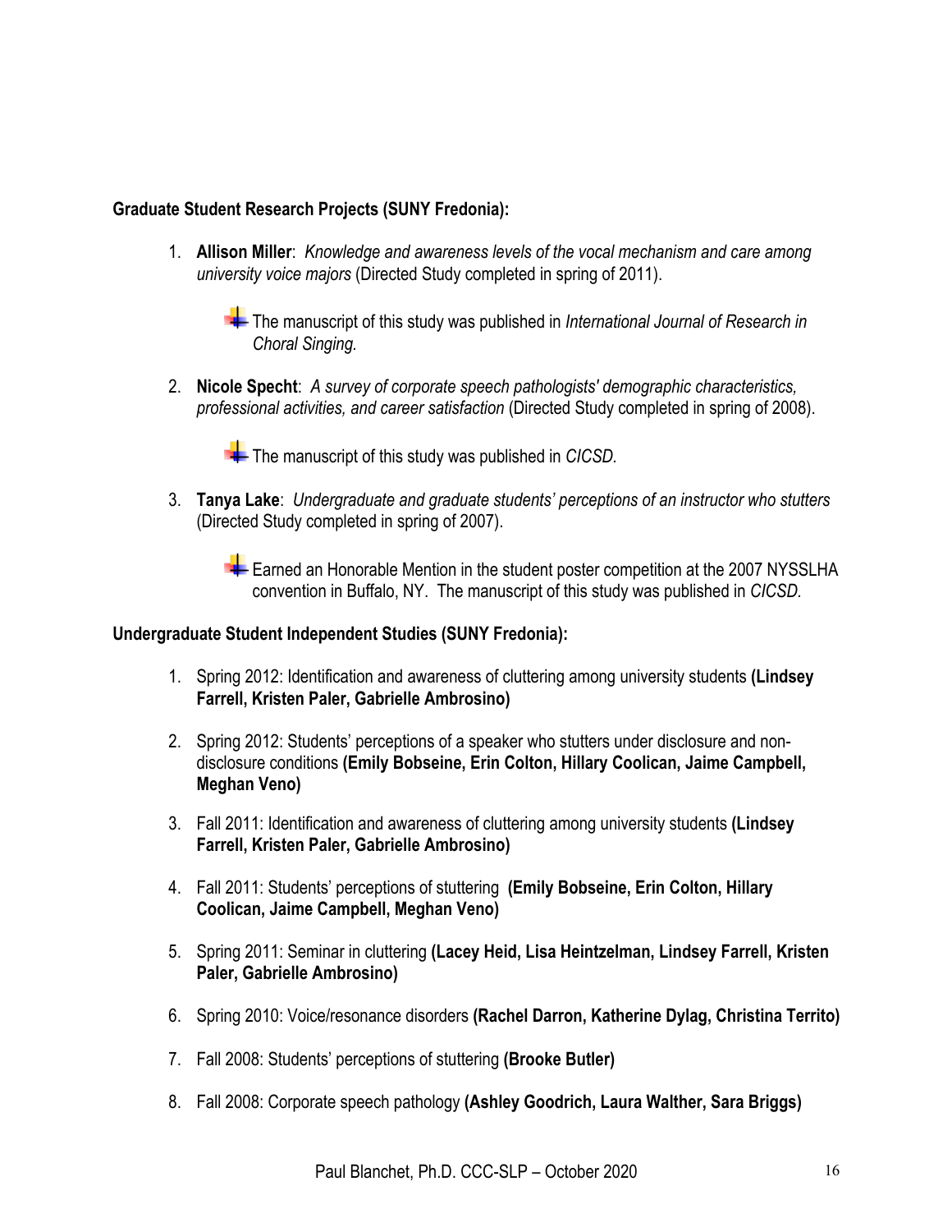**Graduate Student Research Projects (SUNY Fredonia):**

1. **Allison Miller**: *Knowledge and awareness levels of the vocal mechanism and care among university voice majors* (Directed Study completed in spring of 2011).

   - The manuscript of this study was published in *International Journal of Research in Choral Singing.*

2. **Nicole Specht**: *A survey of corporate speech pathologists' demographic characteristics, professional activities, and career satisfaction* (Directed Study completed in spring of 2008).

   - The manuscript of this study was published in *CICSD.*

3. **Tanya Lake**: *Undergraduate and graduate students' perceptions of an instructor who stutters* (Directed Study completed in spring of 2007).

   - Earned an Honorable Mention in the student poster competition at the 2007 NYSSLHA convention in Buffalo, NY. The manuscript of this study was published in *CICSD.*

**Undergraduate Student Independent Studies (SUNY Fredonia):**

1. Spring 2012: Identification and awareness of cluttering among university students **(Lindsey Farrell, Kristen Paler, Gabrielle Ambrosino)**
2. Spring 2012: Students' perceptions of a speaker who stutters under disclosure and non-disclosure conditions **(Emily Bobseine, Erin Colton, Hillary Coolican, Jaime Campbell, Meghan Veno)**
3. Fall 2011: Identification and awareness of cluttering among university students **(Lindsey Farrell, Kristen Paler, Gabrielle Ambrosino)**
4. Fall 2011: Students' perceptions of stuttering **(Emily Bobseine, Erin Colton, Hillary Coolican, Jaime Campbell, Meghan Veno)**
5. Spring 2011: Seminar in cluttering **(Lacey Heid, Lisa Heintzelman, Lindsey Farrell, Kristen Paler, Gabrielle Ambrosino)**
6. Spring 2010: Voice/resonance disorders **(Rachel Darron, Katherine Dylag, Christina Territo)**
7. Fall 2008: Students' perceptions of stuttering **(Brooke Butler)**
8. Fall 2008: Corporate speech pathology **(Ashley Goodrich, Laura Walther, Sara Briggs)**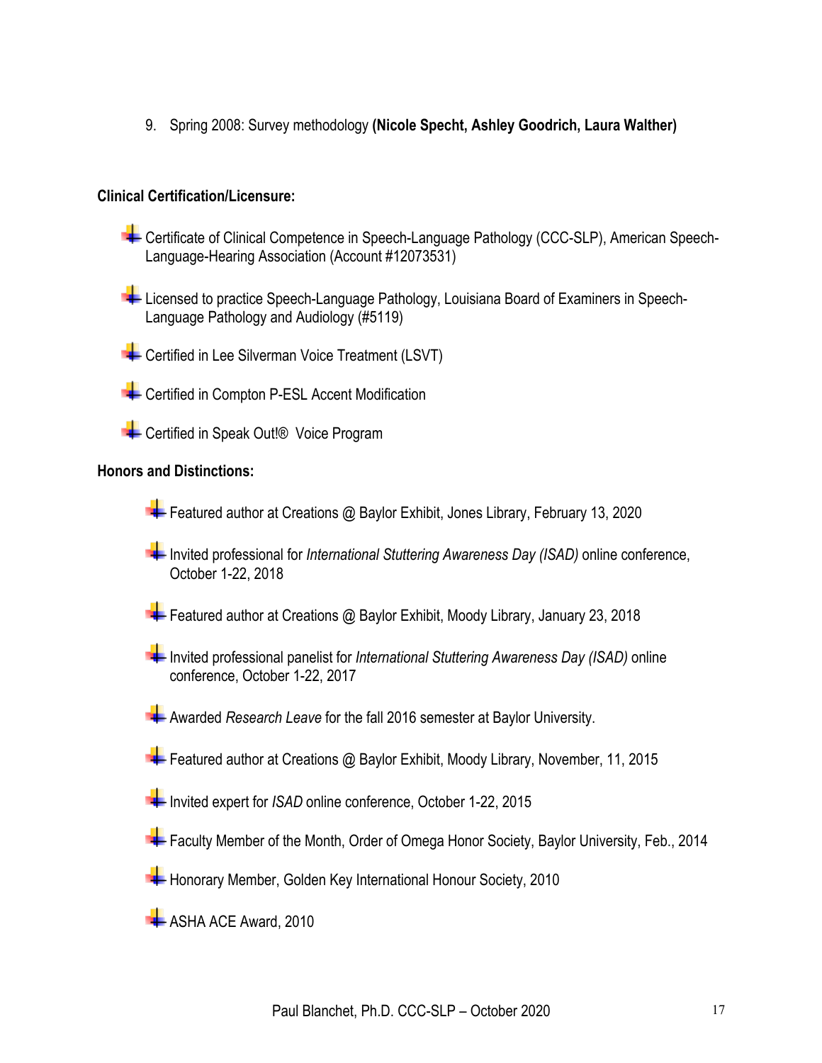9. Spring 2008: Survey methodology **(Nicole Specht, Ashley Goodrich, Laura Walther)**

**Clinical Certification/Licensure:**

- Certificate of Clinical Competence in Speech-Language Pathology (CCC-SLP), American Speech-Language-Hearing Association (Account #12073531)
- Licensed to practice Speech-Language Pathology, Louisiana Board of Examiners in Speech-Language Pathology and Audiology (#5119)
- Certified in Lee Silverman Voice Treatment (LSVT)
- Certified in Compton P-ESL Accent Modification
- Certified in Speak Out!® Voice Program

**Honors and Distinctions:**

- Featured author at Creations @ Baylor Exhibit, Jones Library, February 13, 2020
- Invited professional for *International Stuttering Awareness Day (ISAD)* online conference, October 1-22, 2018
- Featured author at Creations @ Baylor Exhibit, Moody Library, January 23, 2018
- Invited professional panelist for *International Stuttering Awareness Day (ISAD)* online conference, October 1-22, 2017
- Awarded *Research Leave* for the fall 2016 semester at Baylor University.
- Featured author at Creations @ Baylor Exhibit, Moody Library, November, 11, 2015
- Invited expert for *ISAD* online conference, October 1-22, 2015
- Faculty Member of the Month, Order of Omega Honor Society, Baylor University, Feb., 2014
- Honorary Member, Golden Key International Honour Society, 2010
- ASHA ACE Award, 2010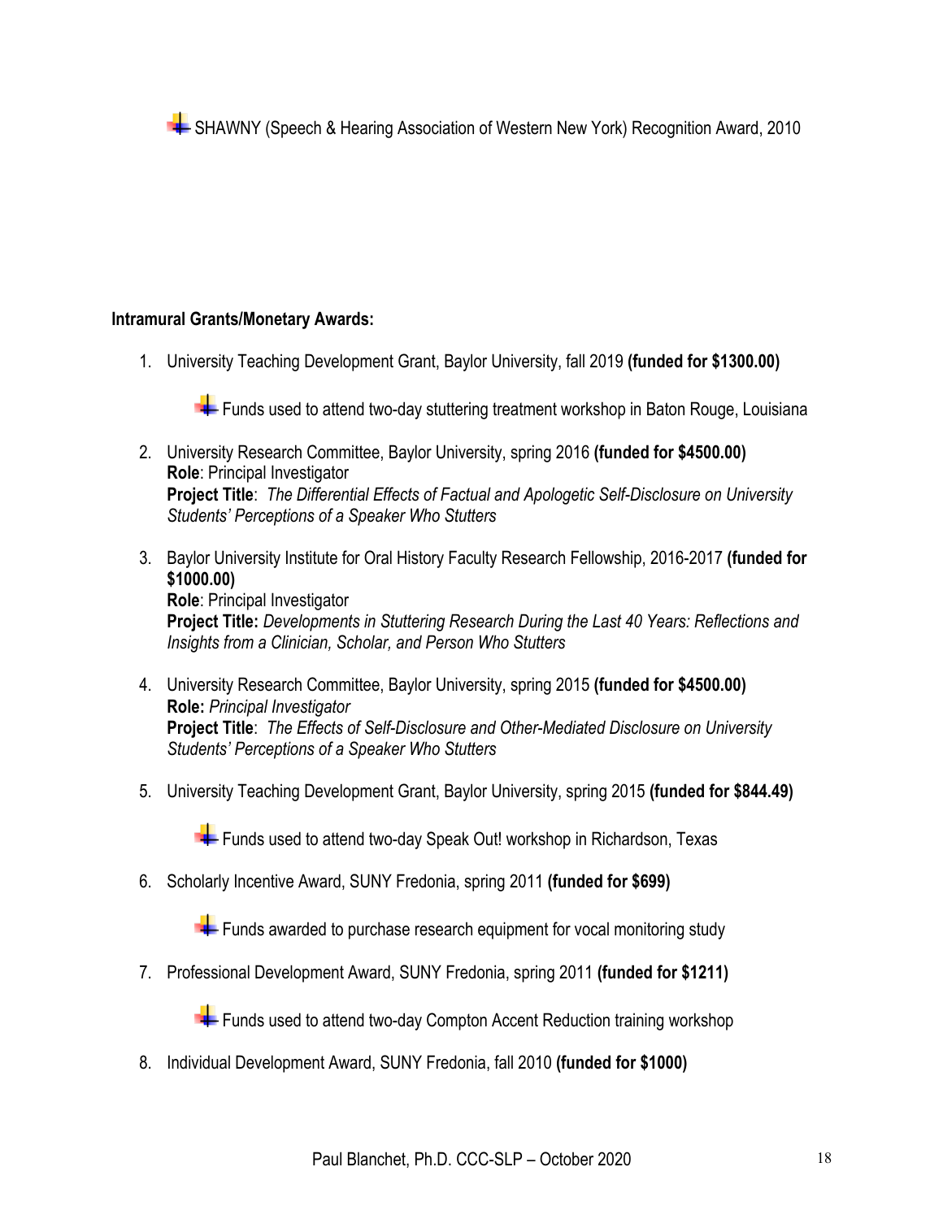- SHAWNY (Speech & Hearing Association of Western New York) Recognition Award, 2010

**Intramural Grants/Monetary Awards:**

1. University Teaching Development Grant, Baylor University, fall 2019 **(funded for $1300.00)**

    - Funds used to attend two-day stuttering treatment workshop in Baton Rouge, Louisiana

2. University Research Committee, Baylor University, spring 2016 **(funded for $4500.00)**
   **Role**: Principal Investigator
   **Project Title**: *The Differential Effects of Factual and Apologetic Self-Disclosure on University Students' Perceptions of a Speaker Who Stutters*

3. Baylor University Institute for Oral History Faculty Research Fellowship, 2016-2017 **(funded for $1000.00)**
   **Role**: Principal Investigator
   **Project Title:** *Developments in Stuttering Research During the Last 40 Years: Reflections and Insights from a Clinician, Scholar, and Person Who Stutters*

4. University Research Committee, Baylor University, spring 2015 **(funded for $4500.00)**
   **Role:** *Principal Investigator*
   **Project Title**: *The Effects of Self-Disclosure and Other-Mediated Disclosure on University Students' Perceptions of a Speaker Who Stutters*

5. University Teaching Development Grant, Baylor University, spring 2015 **(funded for $844.49)**

    - Funds used to attend two-day Speak Out! workshop in Richardson, Texas

6. Scholarly Incentive Award, SUNY Fredonia, spring 2011 **(funded for $699)**

    - Funds awarded to purchase research equipment for vocal monitoring study

7. Professional Development Award, SUNY Fredonia, spring 2011 **(funded for $1211)**

    - Funds used to attend two-day Compton Accent Reduction training workshop

8. Individual Development Award, SUNY Fredonia, fall 2010 **(funded for $1000)**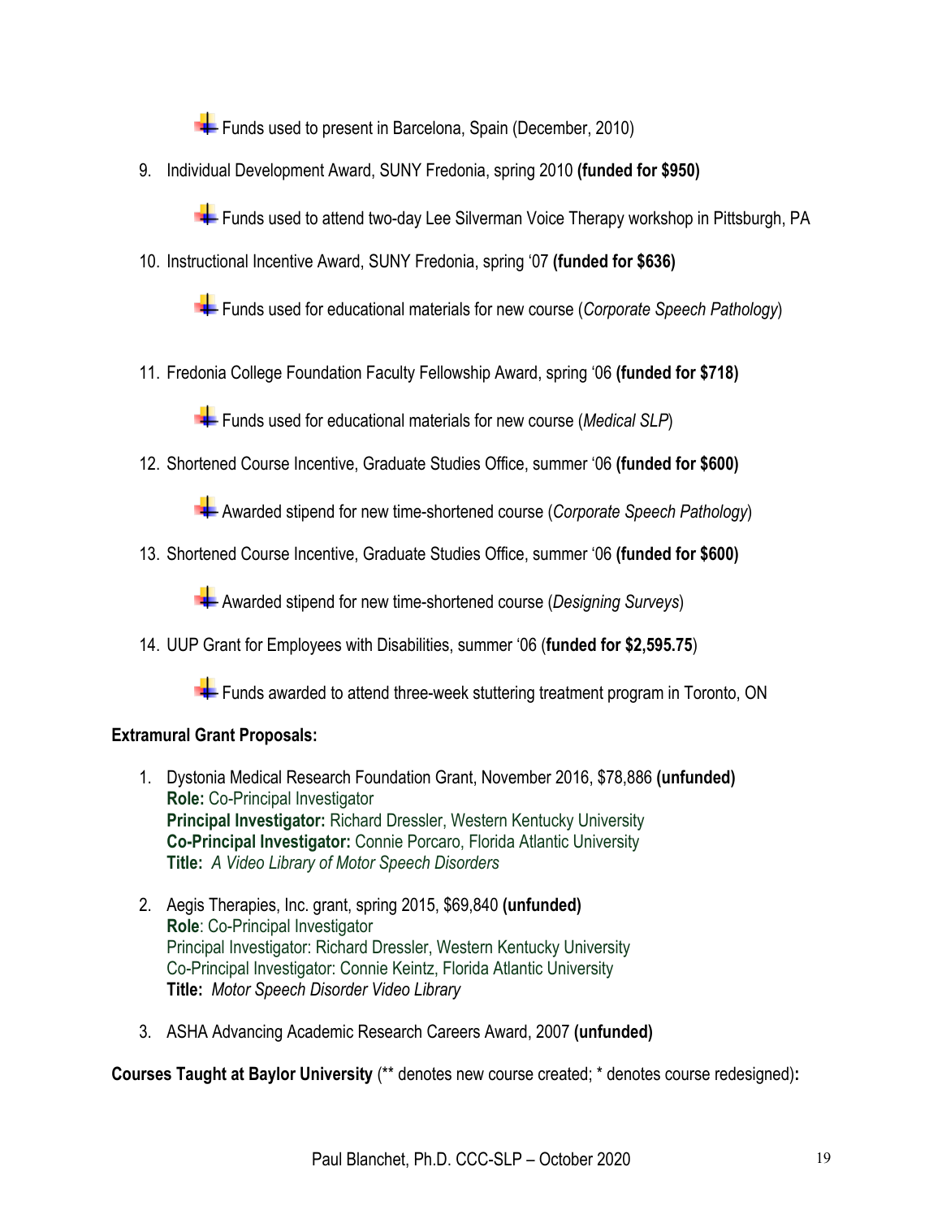- Funds used to present in Barcelona, Spain (December, 2010)

9. Individual Development Award, SUNY Fredonia, spring 2010 **(funded for $950)**
    - Funds used to attend two-day Lee Silverman Voice Therapy workshop in Pittsburgh, PA
10. Instructional Incentive Award, SUNY Fredonia, spring '07 **(funded for $636)**
    - Funds used for educational materials for new course (*Corporate Speech Pathology*)
11. Fredonia College Foundation Faculty Fellowship Award, spring '06 **(funded for $718)**
    - Funds used for educational materials for new course (*Medical SLP*)
12. Shortened Course Incentive, Graduate Studies Office, summer '06 **(funded for $600)**
    - Awarded stipend for new time-shortened course (*Corporate Speech Pathology*)
13. Shortened Course Incentive, Graduate Studies Office, summer '06 **(funded for $600)**
    - Awarded stipend for new time-shortened course (*Designing Surveys*)
14. UUP Grant for Employees with Disabilities, summer '06 (**funded for $2,595.75**)
    - Funds awarded to attend three-week stuttering treatment program in Toronto, ON

**Extramural Grant Proposals:**

1. Dystonia Medical Research Foundation Grant, November 2016, $78,886 **(unfunded)**
   **Role:** Co-Principal Investigator
   **Principal Investigator:** Richard Dressler, Western Kentucky University
   **Co-Principal Investigator:** Connie Porcaro, Florida Atlantic University
   **Title:** *A Video Library of Motor Speech Disorders*
2. Aegis Therapies, Inc. grant, spring 2015, $69,840 **(unfunded)**
   **Role**: Co-Principal Investigator
   Principal Investigator: Richard Dressler, Western Kentucky University
   Co-Principal Investigator: Connie Keintz, Florida Atlantic University
   **Title:** *Motor Speech Disorder Video Library*
3. ASHA Advancing Academic Research Careers Award, 2007 **(unfunded)**

**Courses Taught at Baylor University** (** denotes new course created; * denotes course redesigned)**:**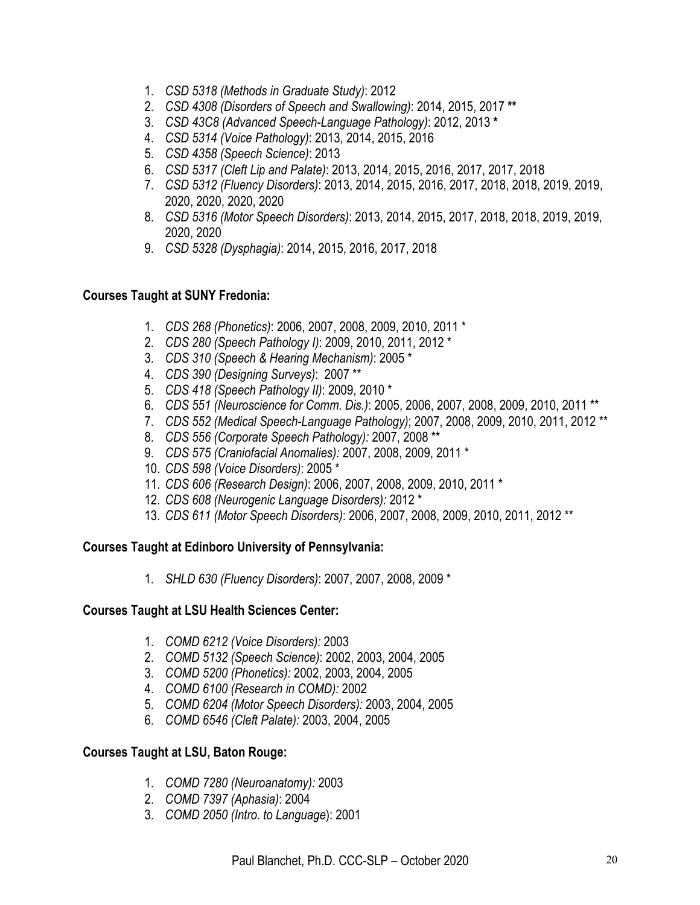1. *CSD 5318 (Methods in Graduate Study)*: 2012
2. *CSD 4308 (Disorders of Speech and Swallowing)*: 2014, 2015, 2017 **
3. *CSD 43C8 (Advanced Speech-Language Pathology)*: 2012, 2013 *
4. *CSD 5314 (Voice Pathology)*: 2013, 2014, 2015, 2016
5. *CSD 4358 (Speech Science)*: 2013
6. *CSD 5317 (Cleft Lip and Palate)*: 2013, 2014, 2015, 2016, 2017, 2017, 2018
7. *CSD 5312 (Fluency Disorders)*: 2013, 2014, 2015, 2016, 2017, 2018, 2018, 2019, 2019, 2020, 2020, 2020, 2020
8. *CSD 5316 (Motor Speech Disorders)*: 2013, 2014, 2015, 2017, 2018, 2018, 2019, 2019, 2020, 2020
9. *CSD 5328 (Dysphagia)*: 2014, 2015, 2016, 2017, 2018

**Courses Taught at SUNY Fredonia:**

1. *CDS 268 (Phonetics)*: 2006, 2007, 2008, 2009, 2010, 2011 *
2. *CDS 280 (Speech Pathology I)*: 2009, 2010, 2011, 2012 *
3. *CDS 310 (Speech & Hearing Mechanism)*: 2005 *
4. *CDS 390 (Designing Surveys)*: 2007 **
5. *CDS 418 (Speech Pathology II)*: 2009, 2010 *
6. *CDS 551 (Neuroscience for Comm. Dis.)*: 2005, 2006, 2007, 2008, 2009, 2010, 2011 **
7. *CDS 552 (Medical Speech-Language Pathology)*; 2007, 2008, 2009, 2010, 2011, 2012 **
8. *CDS 556 (Corporate Speech Pathology):* 2007, 2008 **
9. *CDS 575 (Craniofacial Anomalies):* 2007, 2008, 2009, 2011 *
10. *CDS 598 (Voice Disorders)*: 2005 *
11. *CDS 606 (Research Design)*: 2006, 2007, 2008, 2009, 2010, 2011 *
12. *CDS 608 (Neurogenic Language Disorders):* 2012 *
13. *CDS 611 (Motor Speech Disorders)*: 2006, 2007, 2008, 2009, 2010, 2011, 2012 **

**Courses Taught at Edinboro University of Pennsylvania:**

1. *SHLD 630 (Fluency Disorders)*: 2007, 2007, 2008, 2009 *

**Courses Taught at LSU Health Sciences Center:**

1. *COMD 6212 (Voice Disorders):* 2003
2. *COMD 5132 (Speech Science)*: 2002, 2003, 2004, 2005
3. *COMD 5200 (Phonetics):* 2002, 2003, 2004, 2005
4. *COMD 6100 (Research in COMD):* 2002
5. *COMD 6204 (Motor Speech Disorders):* 2003, 2004, 2005
6. *COMD 6546 (Cleft Palate):* 2003, 2004, 2005

**Courses Taught at LSU, Baton Rouge:**

1. *COMD 7280 (Neuroanatomy):* 2003
2. *COMD 7397 (Aphasia)*: 2004
3. *COMD 2050 (Intro. to Language*): 2001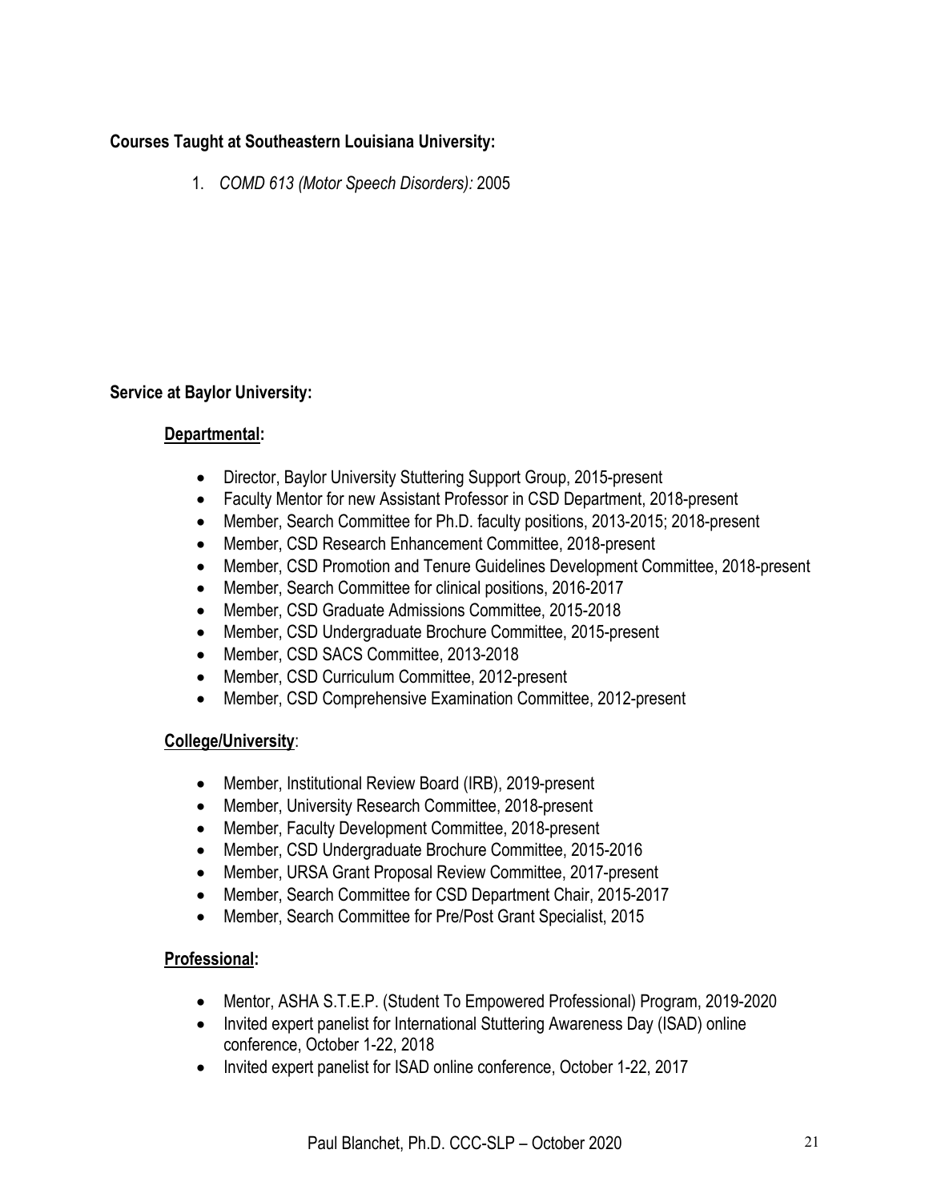**Courses Taught at Southeastern Louisiana University:**

1. *COMD 613 (Motor Speech Disorders):* 2005

**Service at Baylor University:**

**Departmental:**

- Director, Baylor University Stuttering Support Group, 2015-present
- Faculty Mentor for new Assistant Professor in CSD Department, 2018-present
- Member, Search Committee for Ph.D. faculty positions, 2013-2015; 2018-present
- Member, CSD Research Enhancement Committee, 2018-present
- Member, CSD Promotion and Tenure Guidelines Development Committee, 2018-present
- Member, Search Committee for clinical positions, 2016-2017
- Member, CSD Graduate Admissions Committee, 2015-2018
- Member, CSD Undergraduate Brochure Committee, 2015-present
- Member, CSD SACS Committee, 2013-2018
- Member, CSD Curriculum Committee, 2012-present
- Member, CSD Comprehensive Examination Committee, 2012-present

**College/University**:

- Member, Institutional Review Board (IRB), 2019-present
- Member, University Research Committee, 2018-present
- Member, Faculty Development Committee, 2018-present
- Member, CSD Undergraduate Brochure Committee, 2015-2016
- Member, URSA Grant Proposal Review Committee, 2017-present
- Member, Search Committee for CSD Department Chair, 2015-2017
- Member, Search Committee for Pre/Post Grant Specialist, 2015

**Professional:**

- Mentor, ASHA S.T.E.P. (Student To Empowered Professional) Program, 2019-2020
- Invited expert panelist for International Stuttering Awareness Day (ISAD) online conference, October 1-22, 2018
- Invited expert panelist for ISAD online conference, October 1-22, 2017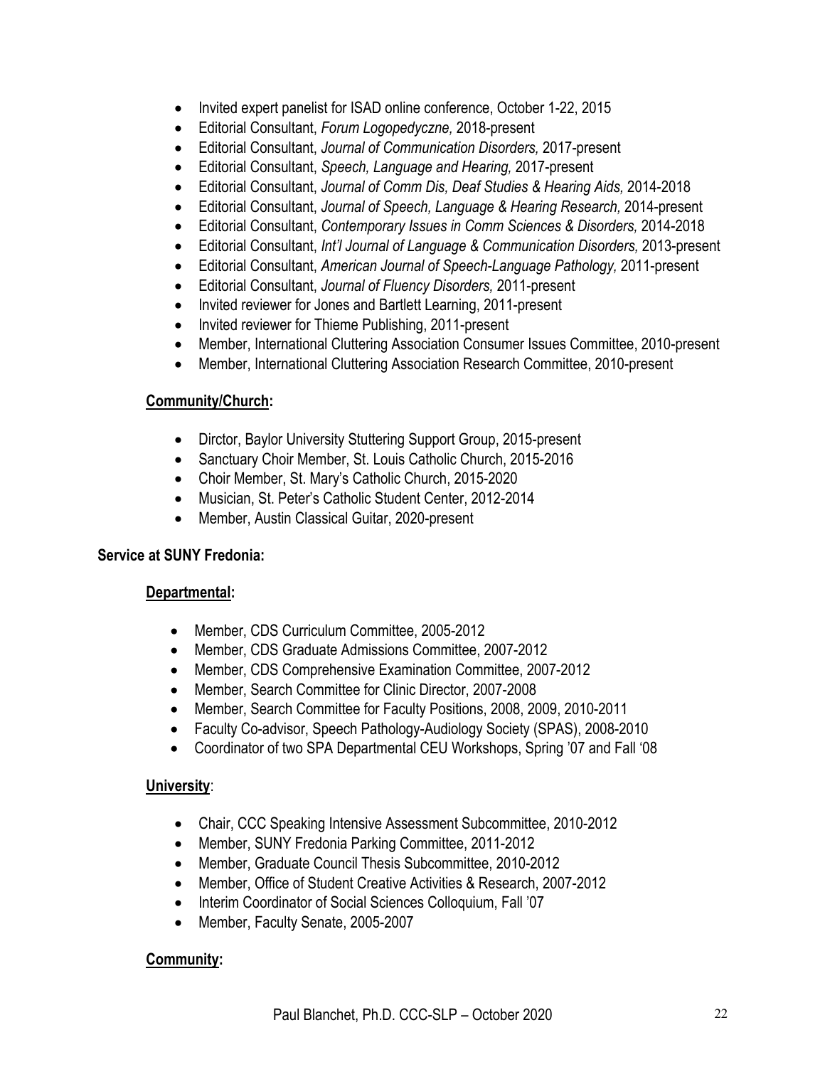- Invited expert panelist for ISAD online conference, October 1-22, 2015
- Editorial Consultant, *Forum Logopedyczne,* 2018-present
- Editorial Consultant, *Journal of Communication Disorders,* 2017-present
- Editorial Consultant, *Speech, Language and Hearing,* 2017-present
- Editorial Consultant, *Journal of Comm Dis, Deaf Studies & Hearing Aids,* 2014-2018
- Editorial Consultant, *Journal of Speech, Language & Hearing Research,* 2014-present
- Editorial Consultant, *Contemporary Issues in Comm Sciences & Disorders,* 2014-2018
- Editorial Consultant, *Int'l Journal of Language & Communication Disorders,* 2013-present
- Editorial Consultant, *American Journal of Speech-Language Pathology,* 2011-present
- Editorial Consultant, *Journal of Fluency Disorders,* 2011-present
- Invited reviewer for Jones and Bartlett Learning, 2011-present
- Invited reviewer for Thieme Publishing, 2011-present
- Member, International Cluttering Association Consumer Issues Committee, 2010-present
- Member, International Cluttering Association Research Committee, 2010-present

**<u>Community/Church</u>:**

- Dirctor, Baylor University Stuttering Support Group, 2015-present
- Sanctuary Choir Member, St. Louis Catholic Church, 2015-2016
- Choir Member, St. Mary's Catholic Church, 2015-2020
- Musician, St. Peter's Catholic Student Center, 2012-2014
- Member, Austin Classical Guitar, 2020-present

**Service at SUNY Fredonia:**

**<u>Departmental</u>:**

- Member, CDS Curriculum Committee, 2005-2012
- Member, CDS Graduate Admissions Committee, 2007-2012
- Member, CDS Comprehensive Examination Committee, 2007-2012
- Member, Search Committee for Clinic Director, 2007-2008
- Member, Search Committee for Faculty Positions, 2008, 2009, 2010-2011
- Faculty Co-advisor, Speech Pathology-Audiology Society (SPAS), 2008-2010
- Coordinator of two SPA Departmental CEU Workshops, Spring '07 and Fall '08

**<u>University</u>**:

- Chair, CCC Speaking Intensive Assessment Subcommittee, 2010-2012
- Member, SUNY Fredonia Parking Committee, 2011-2012
- Member, Graduate Council Thesis Subcommittee, 2010-2012
- Member, Office of Student Creative Activities & Research, 2007-2012
- Interim Coordinator of Social Sciences Colloquium, Fall '07
- Member, Faculty Senate, 2005-2007

**<u>Community</u>:**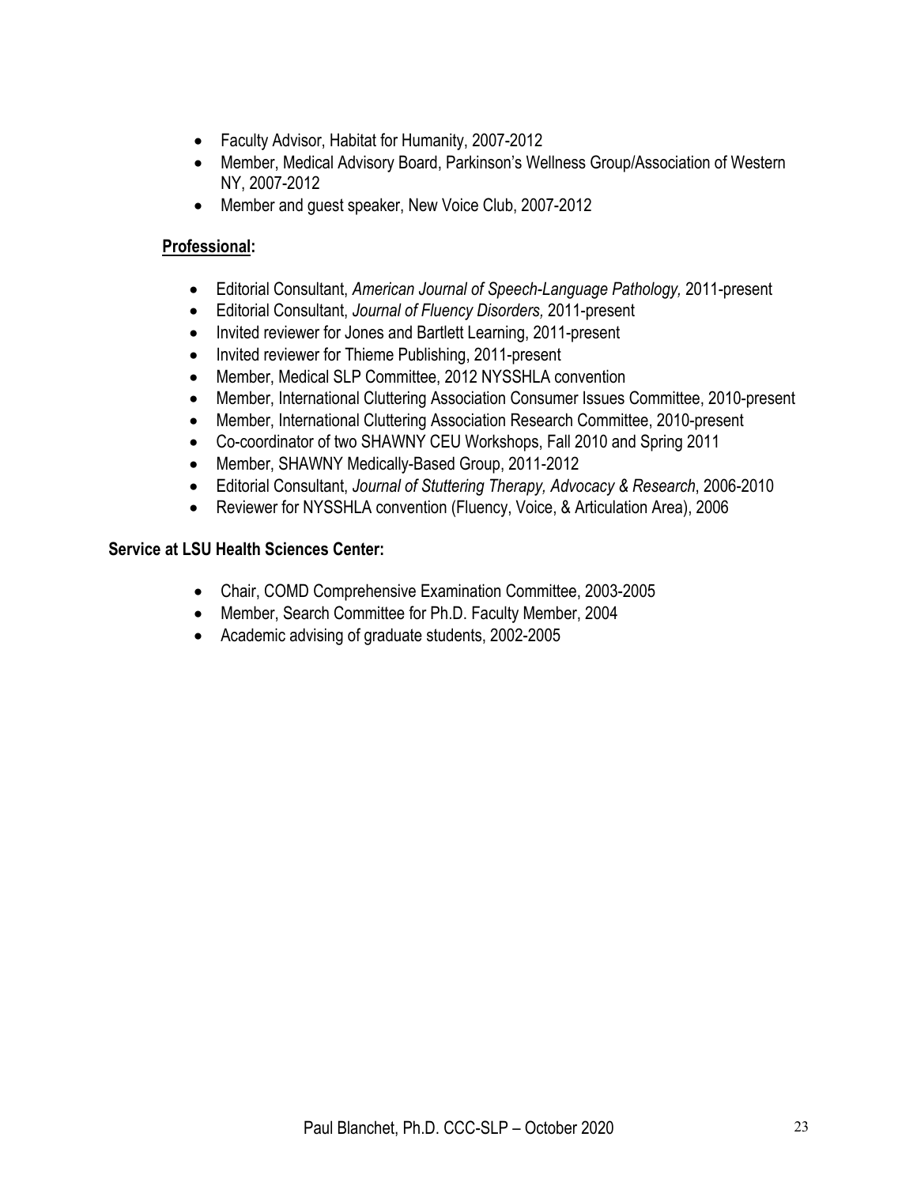- Faculty Advisor, Habitat for Humanity, 2007-2012
- Member, Medical Advisory Board, Parkinson's Wellness Group/Association of Western NY, 2007-2012
- Member and guest speaker, New Voice Club, 2007-2012

**Professional:**

- Editorial Consultant, *American Journal of Speech-Language Pathology,* 2011-present
- Editorial Consultant, *Journal of Fluency Disorders,* 2011-present
- Invited reviewer for Jones and Bartlett Learning, 2011-present
- Invited reviewer for Thieme Publishing, 2011-present
- Member, Medical SLP Committee, 2012 NYSSHLA convention
- Member, International Cluttering Association Consumer Issues Committee, 2010-present
- Member, International Cluttering Association Research Committee, 2010-present
- Co-coordinator of two SHAWNY CEU Workshops, Fall 2010 and Spring 2011
- Member, SHAWNY Medically-Based Group, 2011-2012
- Editorial Consultant, *Journal of Stuttering Therapy, Advocacy & Research*, 2006-2010
- Reviewer for NYSSHLA convention (Fluency, Voice, & Articulation Area), 2006

**Service at LSU Health Sciences Center:**

- Chair, COMD Comprehensive Examination Committee, 2003-2005
- Member, Search Committee for Ph.D. Faculty Member, 2004
- Academic advising of graduate students, 2002-2005